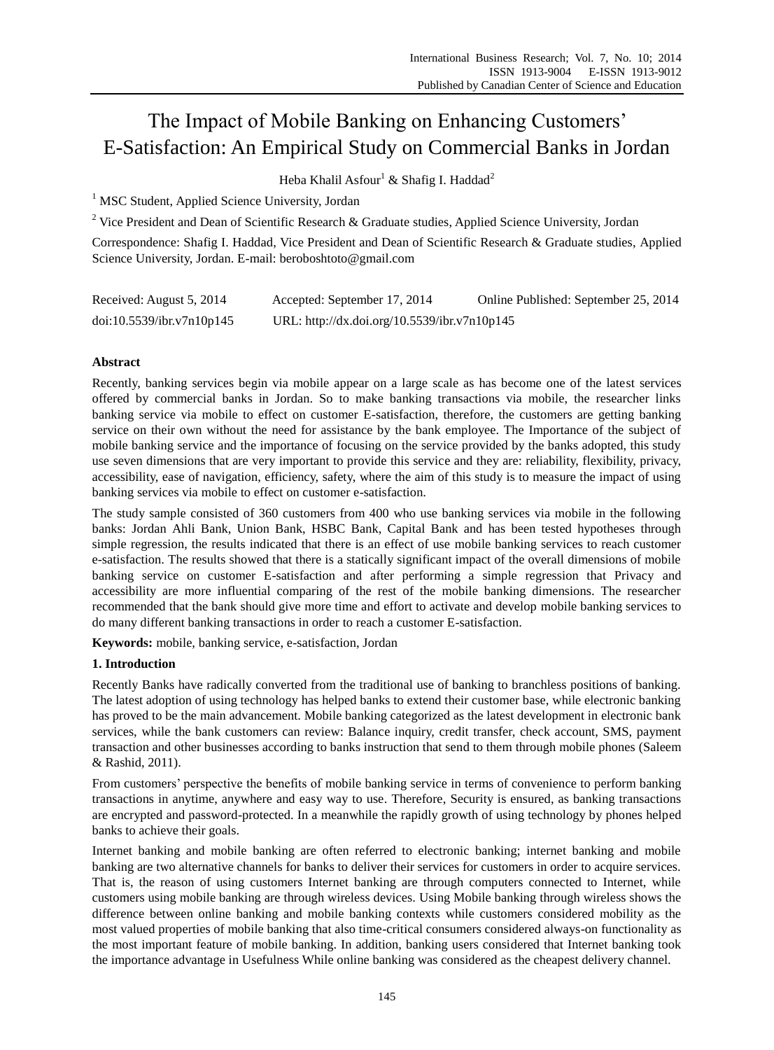# The Impact of Mobile Banking on Enhancing Customers' E-Satisfaction: An Empirical Study on Commercial Banks in Jordan

Heba Khalil Asfour[1] & Shafig I. Haddad[2]

[1] MSC Student, Applied Science University, Jordan

[2] Vice President and Dean of Scientific Research & Graduate studies, Applied Science University, Jordan

Correspondence: Shafig I. Haddad, Vice President and Dean of Scientific Research & Graduate studies, Applied Science University, Jordan. E-mail: beroboshtoto@gmail.com

Received: August 5, 2014 Accepted: September 17, 2014 Online Published: September 25, 2014

doi:10.5539/ibr.v7n10p145 URL: http://dx.doi.org/10.5539/ibr.v7n10p145

## Abstract

Recently, banking services begin via mobile appear on a large scale as has become one of the latest services offered by commercial banks in Jordan. So to make banking transactions via mobile, the researcher links banking service via mobile to effect on customer E-satisfaction, therefore, the customers are getting banking service on their own without the need for assistance by the bank employee. The Importance of the subject of mobile banking service and the importance of focusing on the service provided by the banks adopted, this study use seven dimensions that are very important to provide this service and they are: reliability, flexibility, privacy, accessibility, ease of navigation, efficiency, safety, where the aim of this study is to measure the impact of using banking services via mobile to effect on customer e-satisfaction.

The study sample consisted of 360 customers from 400 who use banking services via mobile in the following banks: Jordan Ahli Bank, Union Bank, HSBC Bank, Capital Bank and has been tested hypotheses through simple regression, the results indicated that there is an effect of use mobile banking services to reach customer e-satisfaction. The results showed that there is a statically significant impact of the overall dimensions of mobile banking service on customer E-satisfaction and after performing a simple regression that Privacy and accessibility are more influential comparing of the rest of the mobile banking dimensions. The researcher recommended that the bank should give more time and effort to activate and develop mobile banking services to do many different banking transactions in order to reach a customer E-satisfaction.

**Keywords:** mobile, banking service, e-satisfaction, Jordan

## 1. Introduction

Recently Banks have radically converted from the traditional use of banking to branchless positions of banking. The latest adoption of using technology has helped banks to extend their customer base, while electronic banking has proved to be the main advancement. Mobile banking categorized as the latest development in electronic bank services, while the bank customers can review: Balance inquiry, credit transfer, check account, SMS, payment transaction and other businesses according to banks instruction that send to them through mobile phones (Saleem & Rashid, 2011).

From customers' perspective the benefits of mobile banking service in terms of convenience to perform banking transactions in anytime, anywhere and easy way to use. Therefore, Security is ensured, as banking transactions are encrypted and password-protected. In a meanwhile the rapidly growth of using technology by phones helped banks to achieve their goals.

Internet banking and mobile banking are often referred to electronic banking; internet banking and mobile banking are two alternative channels for banks to deliver their services for customers in order to acquire services. That is, the reason of using customers Internet banking are through computers connected to Internet, while customers using mobile banking are through wireless devices. Using Mobile banking through wireless shows the difference between online banking and mobile banking contexts while customers considered mobility as the most valued properties of mobile banking that also time-critical consumers considered always-on functionality as the most important feature of mobile banking. In addition, banking users considered that Internet banking took the importance advantage in Usefulness While online banking was considered as the cheapest delivery channel.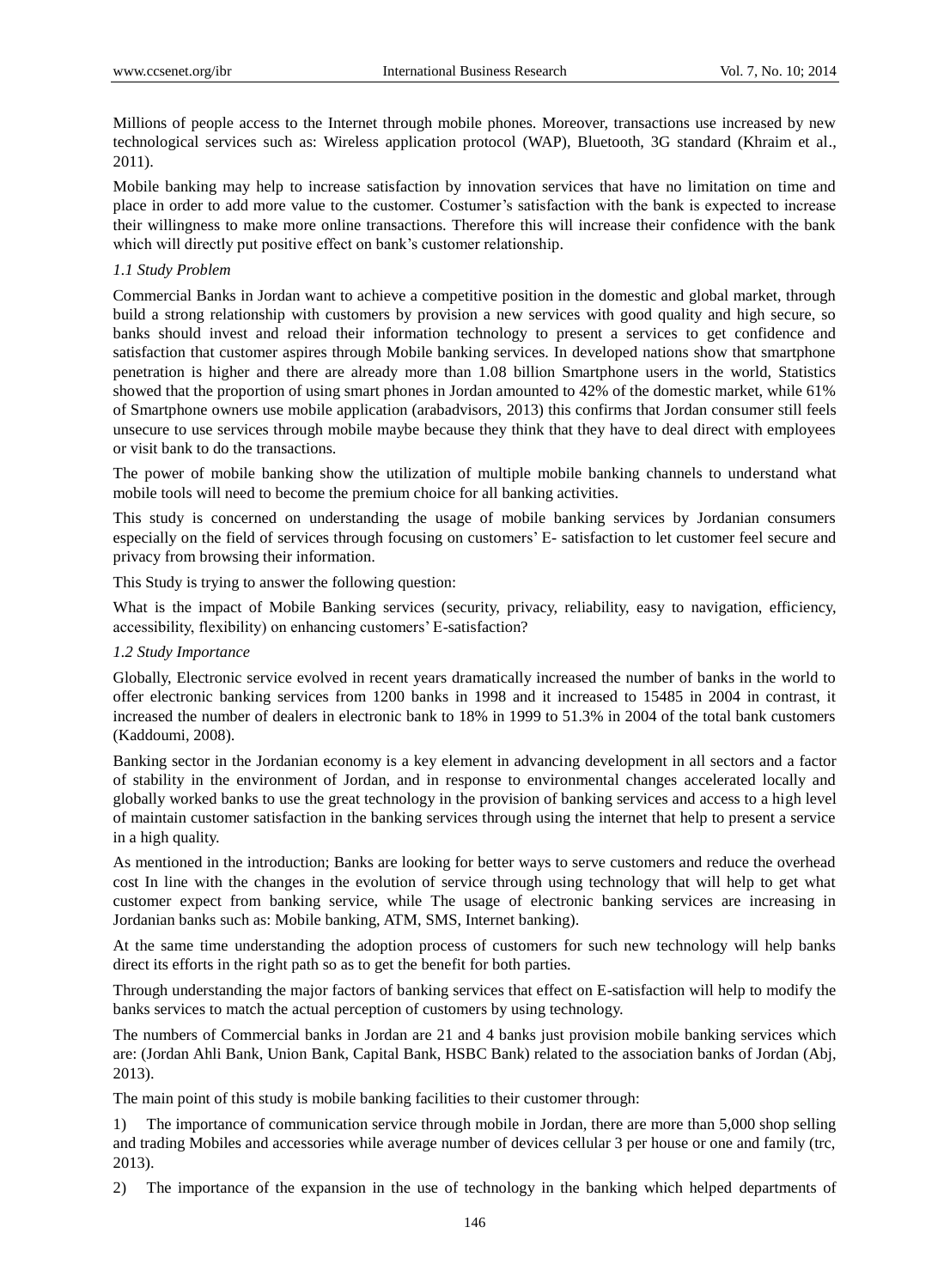Millions of people access to the Internet through mobile phones. Moreover, transactions use increased by new technological services such as: Wireless application protocol (WAP), Bluetooth, 3G standard (Khraim et al., 2011).

Mobile banking may help to increase satisfaction by innovation services that have no limitation on time and place in order to add more value to the customer. Costumer's satisfaction with the bank is expected to increase their willingness to make more online transactions. Therefore this will increase their confidence with the bank which will directly put positive effect on bank's customer relationship.

### *1.1 Study Problem*

Commercial Banks in Jordan want to achieve a competitive position in the domestic and global market, through build a strong relationship with customers by provision a new services with good quality and high secure, so banks should invest and reload their information technology to present a services to get confidence and satisfaction that customer aspires through Mobile banking services. In developed nations show that smartphone penetration is higher and there are already more than 1.08 billion Smartphone users in the world, Statistics showed that the proportion of using smart phones in Jordan amounted to 42% of the domestic market, while 61% of Smartphone owners use mobile application (arabadvisors, 2013) this confirms that Jordan consumer still feels unsecure to use services through mobile maybe because they think that they have to deal direct with employees or visit bank to do the transactions.

The power of mobile banking show the utilization of multiple mobile banking channels to understand what mobile tools will need to become the premium choice for all banking activities.

This study is concerned on understanding the usage of mobile banking services by Jordanian consumers especially on the field of services through focusing on customers' E- satisfaction to let customer feel secure and privacy from browsing their information.

This Study is trying to answer the following question:

What is the impact of Mobile Banking services (security, privacy, reliability, easy to navigation, efficiency, accessibility, flexibility) on enhancing customers' E-satisfaction?

### *1.2 Study Importance*

Globally, Electronic service evolved in recent years dramatically increased the number of banks in the world to offer electronic banking services from 1200 banks in 1998 and it increased to 15485 in 2004 in contrast, it increased the number of dealers in electronic bank to 18% in 1999 to 51.3% in 2004 of the total bank customers (Kaddoumi, 2008).

Banking sector in the Jordanian economy is a key element in advancing development in all sectors and a factor of stability in the environment of Jordan, and in response to environmental changes accelerated locally and globally worked banks to use the great technology in the provision of banking services and access to a high level of maintain customer satisfaction in the banking services through using the internet that help to present a service in a high quality.

As mentioned in the introduction; Banks are looking for better ways to serve customers and reduce the overhead cost In line with the changes in the evolution of service through using technology that will help to get what customer expect from banking service, while The usage of electronic banking services are increasing in Jordanian banks such as: Mobile banking, ATM, SMS, Internet banking).

At the same time understanding the adoption process of customers for such new technology will help banks direct its efforts in the right path so as to get the benefit for both parties.

Through understanding the major factors of banking services that effect on E-satisfaction will help to modify the banks services to match the actual perception of customers by using technology.

The numbers of Commercial banks in Jordan are 21 and 4 banks just provision mobile banking services which are: (Jordan Ahli Bank, Union Bank, Capital Bank, HSBC Bank) related to the association banks of Jordan (Abj, 2013).

The main point of this study is mobile banking facilities to their customer through:

1) The importance of communication service through mobile in Jordan, there are more than 5,000 shop selling and trading Mobiles and accessories while average number of devices cellular 3 per house or one and family (trc, 2013).

2) The importance of the expansion in the use of technology in the banking which helped departments of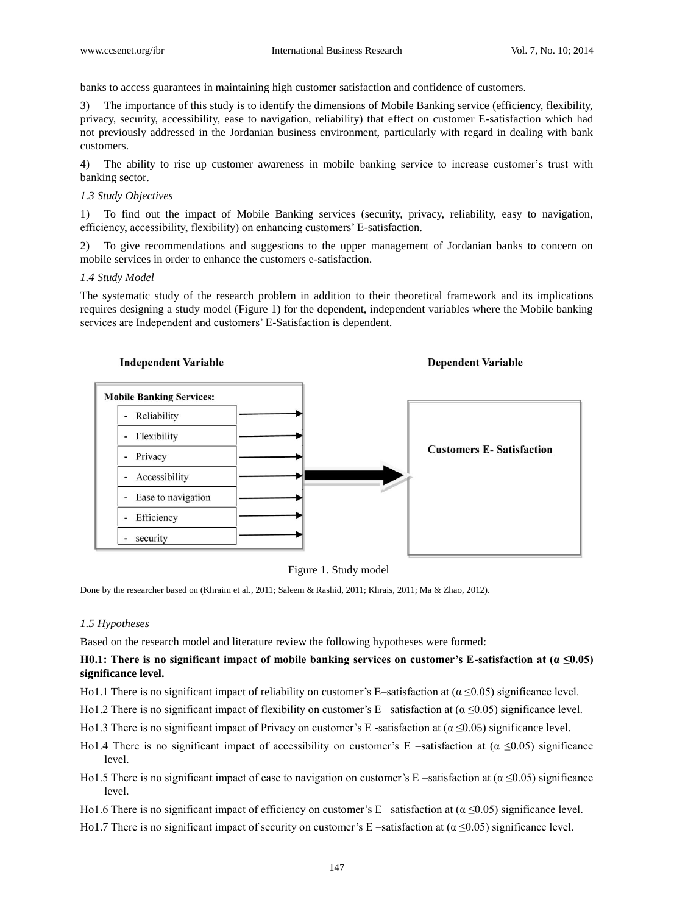banks to access guarantees in maintaining high customer satisfaction and confidence of customers.

3) The importance of this study is to identify the dimensions of Mobile Banking service (efficiency, flexibility, privacy, security, accessibility, ease to navigation, reliability) that effect on customer E-satisfaction which had not previously addressed in the Jordanian business environment, particularly with regard in dealing with bank customers.

4) The ability to rise up customer awareness in mobile banking service to increase customer's trust with banking sector.

### *1.3 Study Objectives*

1) To find out the impact of Mobile Banking services (security, privacy, reliability, easy to navigation, efficiency, accessibility, flexibility) on enhancing customers' E-satisfaction.

2) To give recommendations and suggestions to the upper management of Jordanian banks to concern on mobile services in order to enhance the customers e-satisfaction.

### *1.4 Study Model*

The systematic study of the research problem in addition to their theoretical framework and its implications requires designing a study model (Figure 1) for the dependent, independent variables where the Mobile banking services are Independent and customers' E-Satisfaction is dependent.

**Independent Variable** **Dependent Variable**

**Mobile Banking Services:**
- Reliability
- Flexibility
- Privacy
- Accessibility
- Ease to navigation
- Efficiency
- security

**Customers E- Satisfaction**

Figure 1. Study model

Done by the researcher based on (Khraim et al., 2011; Saleem & Rashid, 2011; Khrais, 2011; Ma & Zhao, 2012).

### *1.5 Hypotheses*

Based on the research model and literature review the following hypotheses were formed:

**H0.1: There is no significant impact of mobile banking services on customer's E-satisfaction at ($\alpha \leq 0.05$) significance level.**

Ho1.1 There is no significant impact of reliability on customer's E–satisfaction at ($\alpha \leq 0.05$) significance level.

Ho1.2 There is no significant impact of flexibility on customer's E –satisfaction at ($\alpha \leq 0.05$) significance level.

Ho1.3 There is no significant impact of Privacy on customer's E -satisfaction at ($\alpha \leq 0.05$) significance level.

Ho1.4 There is no significant impact of accessibility on customer's E –satisfaction at ($\alpha \leq 0.05$) significance level.

Ho1.5 There is no significant impact of ease to navigation on customer's E –satisfaction at ($\alpha \leq 0.05$) significance level.

Ho1.6 There is no significant impact of efficiency on customer's E –satisfaction at ($\alpha \leq 0.05$) significance level.

Ho1.7 There is no significant impact of security on customer's E –satisfaction at ($\alpha \leq 0.05$) significance level.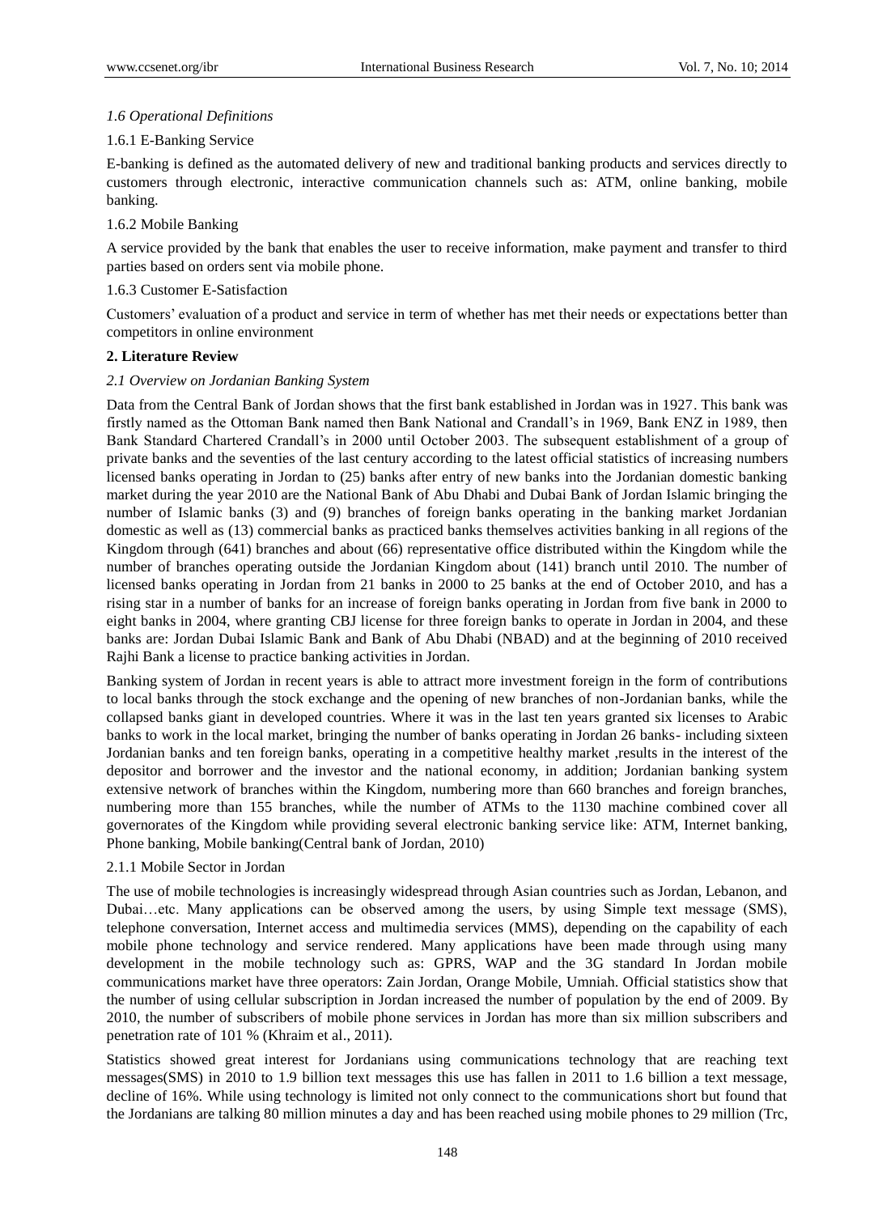*1.6 Operational Definitions*

1.6.1 E-Banking Service

E-banking is defined as the automated delivery of new and traditional banking products and services directly to customers through electronic, interactive communication channels such as: ATM, online banking, mobile banking.

1.6.2 Mobile Banking

A service provided by the bank that enables the user to receive information, make payment and transfer to third parties based on orders sent via mobile phone.

1.6.3 Customer E-Satisfaction

Customers' evaluation of a product and service in term of whether has met their needs or expectations better than competitors in online environment

## 2. Literature Review

*2.1 Overview on Jordanian Banking System*

Data from the Central Bank of Jordan shows that the first bank established in Jordan was in 1927. This bank was firstly named as the Ottoman Bank named then Bank National and Crandall's in 1969, Bank ENZ in 1989, then Bank Standard Chartered Crandall's in 2000 until October 2003. The subsequent establishment of a group of private banks and the seventies of the last century according to the latest official statistics of increasing numbers licensed banks operating in Jordan to (25) banks after entry of new banks into the Jordanian domestic banking market during the year 2010 are the National Bank of Abu Dhabi and Dubai Bank of Jordan Islamic bringing the number of Islamic banks (3) and (9) branches of foreign banks operating in the banking market Jordanian domestic as well as (13) commercial banks as practiced banks themselves activities banking in all regions of the Kingdom through (641) branches and about (66) representative office distributed within the Kingdom while the number of branches operating outside the Jordanian Kingdom about (141) branch until 2010. The number of licensed banks operating in Jordan from 21 banks in 2000 to 25 banks at the end of October 2010, and has a rising star in a number of banks for an increase of foreign banks operating in Jordan from five bank in 2000 to eight banks in 2004, where granting CBJ license for three foreign banks to operate in Jordan in 2004, and these banks are: Jordan Dubai Islamic Bank and Bank of Abu Dhabi (NBAD) and at the beginning of 2010 received Rajhi Bank a license to practice banking activities in Jordan.

Banking system of Jordan in recent years is able to attract more investment foreign in the form of contributions to local banks through the stock exchange and the opening of new branches of non-Jordanian banks, while the collapsed banks giant in developed countries. Where it was in the last ten years granted six licenses to Arabic banks to work in the local market, bringing the number of banks operating in Jordan 26 banks- including sixteen Jordanian banks and ten foreign banks, operating in a competitive healthy market ,results in the interest of the depositor and borrower and the investor and the national economy, in addition; Jordanian banking system extensive network of branches within the Kingdom, numbering more than 660 branches and foreign branches, numbering more than 155 branches, while the number of ATMs to the 1130 machine combined cover all governorates of the Kingdom while providing several electronic banking service like: ATM, Internet banking, Phone banking, Mobile banking(Central bank of Jordan, 2010)

2.1.1 Mobile Sector in Jordan

The use of mobile technologies is increasingly widespread through Asian countries such as Jordan, Lebanon, and Dubai…etc. Many applications can be observed among the users, by using Simple text message (SMS), telephone conversation, Internet access and multimedia services (MMS), depending on the capability of each mobile phone technology and service rendered. Many applications have been made through using many development in the mobile technology such as: GPRS, WAP and the 3G standard In Jordan mobile communications market have three operators: Zain Jordan, Orange Mobile, Umniah. Official statistics show that the number of using cellular subscription in Jordan increased the number of population by the end of 2009. By 2010, the number of subscribers of mobile phone services in Jordan has more than six million subscribers and penetration rate of 101 % (Khraim et al., 2011).

Statistics showed great interest for Jordanians using communications technology that are reaching text messages(SMS) in 2010 to 1.9 billion text messages this use has fallen in 2011 to 1.6 billion a text message, decline of 16%. While using technology is limited not only connect to the communications short but found that the Jordanians are talking 80 million minutes a day and has been reached using mobile phones to 29 million (Trc,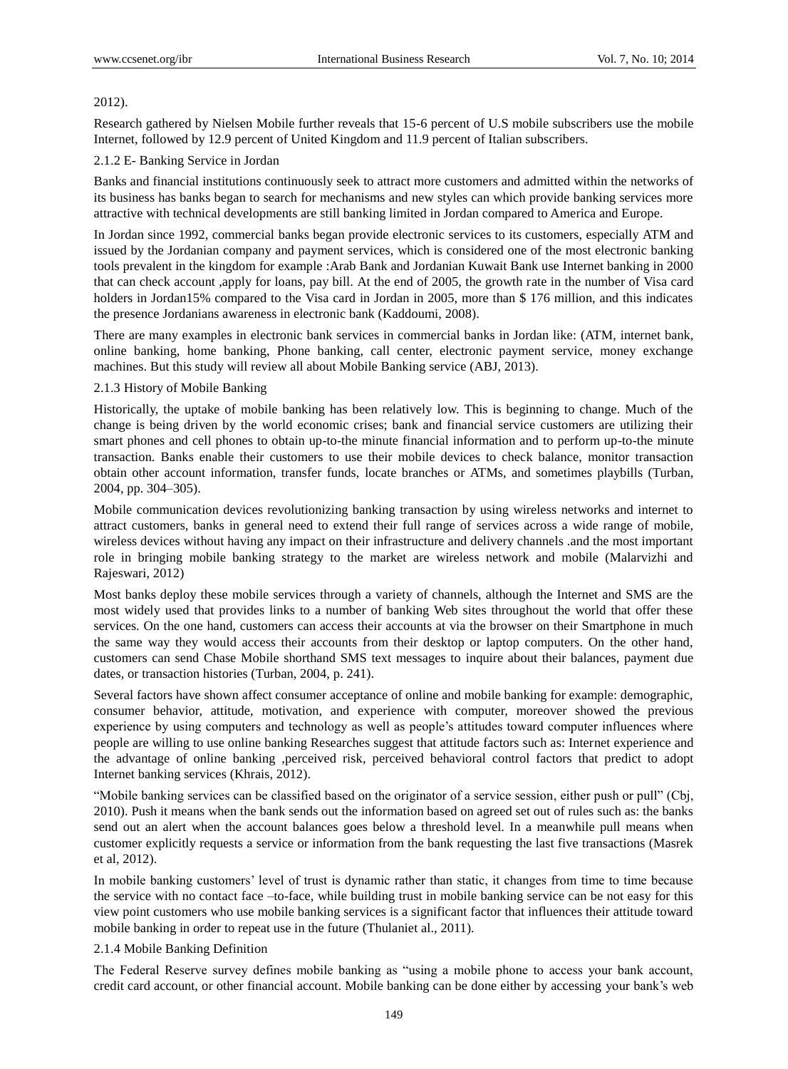2012).

Research gathered by Nielsen Mobile further reveals that 15-6 percent of U.S mobile subscribers use the mobile Internet, followed by 12.9 percent of United Kingdom and 11.9 percent of Italian subscribers.

#### 2.1.2 E- Banking Service in Jordan

Banks and financial institutions continuously seek to attract more customers and admitted within the networks of its business has banks began to search for mechanisms and new styles can which provide banking services more attractive with technical developments are still banking limited in Jordan compared to America and Europe.

In Jordan since 1992, commercial banks began provide electronic services to its customers, especially ATM and issued by the Jordanian company and payment services, which is considered one of the most electronic banking tools prevalent in the kingdom for example :Arab Bank and Jordanian Kuwait Bank use Internet banking in 2000 that can check account ,apply for loans, pay bill. At the end of 2005, the growth rate in the number of Visa card holders in Jordan15% compared to the Visa card in Jordan in 2005, more than $ 176 million, and this indicates the presence Jordanians awareness in electronic bank (Kaddoumi, 2008).

There are many examples in electronic bank services in commercial banks in Jordan like: (ATM, internet bank, online banking, home banking, Phone banking, call center, electronic payment service, money exchange machines. But this study will review all about Mobile Banking service (ABJ, 2013).

#### 2.1.3 History of Mobile Banking

Historically, the uptake of mobile banking has been relatively low. This is beginning to change. Much of the change is being driven by the world economic crises; bank and financial service customers are utilizing their smart phones and cell phones to obtain up-to-the minute financial information and to perform up-to-the minute transaction. Banks enable their customers to use their mobile devices to check balance, monitor transaction obtain other account information, transfer funds, locate branches or ATMs, and sometimes playbills (Turban, 2004, pp. 304–305).

Mobile communication devices revolutionizing banking transaction by using wireless networks and internet to attract customers, banks in general need to extend their full range of services across a wide range of mobile, wireless devices without having any impact on their infrastructure and delivery channels .and the most important role in bringing mobile banking strategy to the market are wireless network and mobile (Malarvizhi and Rajeswari, 2012)

Most banks deploy these mobile services through a variety of channels, although the Internet and SMS are the most widely used that provides links to a number of banking Web sites throughout the world that offer these services. On the one hand, customers can access their accounts at via the browser on their Smartphone in much the same way they would access their accounts from their desktop or laptop computers. On the other hand, customers can send Chase Mobile shorthand SMS text messages to inquire about their balances, payment due dates, or transaction histories (Turban, 2004, p. 241).

Several factors have shown affect consumer acceptance of online and mobile banking for example: demographic, consumer behavior, attitude, motivation, and experience with computer, moreover showed the previous experience by using computers and technology as well as people's attitudes toward computer influences where people are willing to use online banking Researches suggest that attitude factors such as: Internet experience and the advantage of online banking ,perceived risk, perceived behavioral control factors that predict to adopt Internet banking services (Khrais, 2012).

"Mobile banking services can be classified based on the originator of a service session, either push or pull" (Cbj, 2010). Push it means when the bank sends out the information based on agreed set out of rules such as: the banks send out an alert when the account balances goes below a threshold level. In a meanwhile pull means when customer explicitly requests a service or information from the bank requesting the last five transactions (Masrek et al, 2012).

In mobile banking customers' level of trust is dynamic rather than static, it changes from time to time because the service with no contact face –to-face, while building trust in mobile banking service can be not easy for this view point customers who use mobile banking services is a significant factor that influences their attitude toward mobile banking in order to repeat use in the future (Thulaniet al., 2011).

#### 2.1.4 Mobile Banking Definition

The Federal Reserve survey defines mobile banking as "using a mobile phone to access your bank account, credit card account, or other financial account. Mobile banking can be done either by accessing your bank's web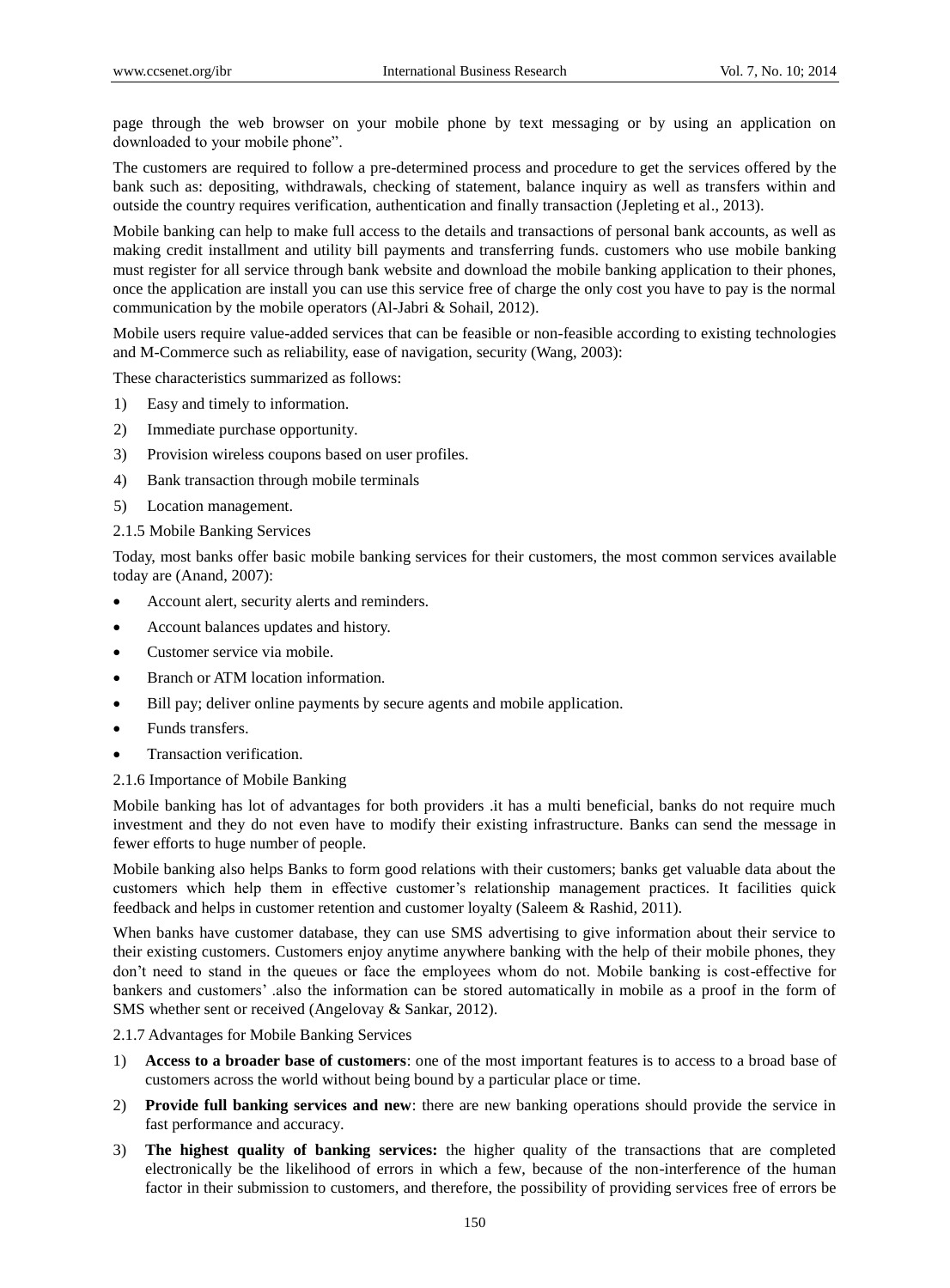page through the web browser on your mobile phone by text messaging or by using an application on downloaded to your mobile phone".

The customers are required to follow a pre-determined process and procedure to get the services offered by the bank such as: depositing, withdrawals, checking of statement, balance inquiry as well as transfers within and outside the country requires verification, authentication and finally transaction (Jepleting et al., 2013).

Mobile banking can help to make full access to the details and transactions of personal bank accounts, as well as making credit installment and utility bill payments and transferring funds. customers who use mobile banking must register for all service through bank website and download the mobile banking application to their phones, once the application are install you can use this service free of charge the only cost you have to pay is the normal communication by the mobile operators (Al-Jabri & Sohail, 2012).

Mobile users require value-added services that can be feasible or non-feasible according to existing technologies and M-Commerce such as reliability, ease of navigation, security (Wang, 2003):

These characteristics summarized as follows:

1) Easy and timely to information.
2) Immediate purchase opportunity.
3) Provision wireless coupons based on user profiles.
4) Bank transaction through mobile terminals
5) Location management.

### 2.1.5 Mobile Banking Services

Today, most banks offer basic mobile banking services for their customers, the most common services available today are (Anand, 2007):

- Account alert, security alerts and reminders.
- Account balances updates and history.
- Customer service via mobile.
- Branch or ATM location information.
- Bill pay; deliver online payments by secure agents and mobile application.
- Funds transfers.
- Transaction verification.

### 2.1.6 Importance of Mobile Banking

Mobile banking has lot of advantages for both providers .it has a multi beneficial, banks do not require much investment and they do not even have to modify their existing infrastructure. Banks can send the message in fewer efforts to huge number of people.

Mobile banking also helps Banks to form good relations with their customers; banks get valuable data about the customers which help them in effective customer's relationship management practices. It facilities quick feedback and helps in customer retention and customer loyalty (Saleem & Rashid, 2011).

When banks have customer database, they can use SMS advertising to give information about their service to their existing customers. Customers enjoy anytime anywhere banking with the help of their mobile phones, they don't need to stand in the queues or face the employees whom do not. Mobile banking is cost-effective for bankers and customers' .also the information can be stored automatically in mobile as a proof in the form of SMS whether sent or received (Angelovay & Sankar, 2012).

### 2.1.7 Advantages for Mobile Banking Services

1) **Access to a broader base of customers**: one of the most important features is to access to a broad base of customers across the world without being bound by a particular place or time.
2) **Provide full banking services and new**: there are new banking operations should provide the service in fast performance and accuracy.
3) **The highest quality of banking services:** the higher quality of the transactions that are completed electronically be the likelihood of errors in which a few, because of the non-interference of the human factor in their submission to customers, and therefore, the possibility of providing services free of errors be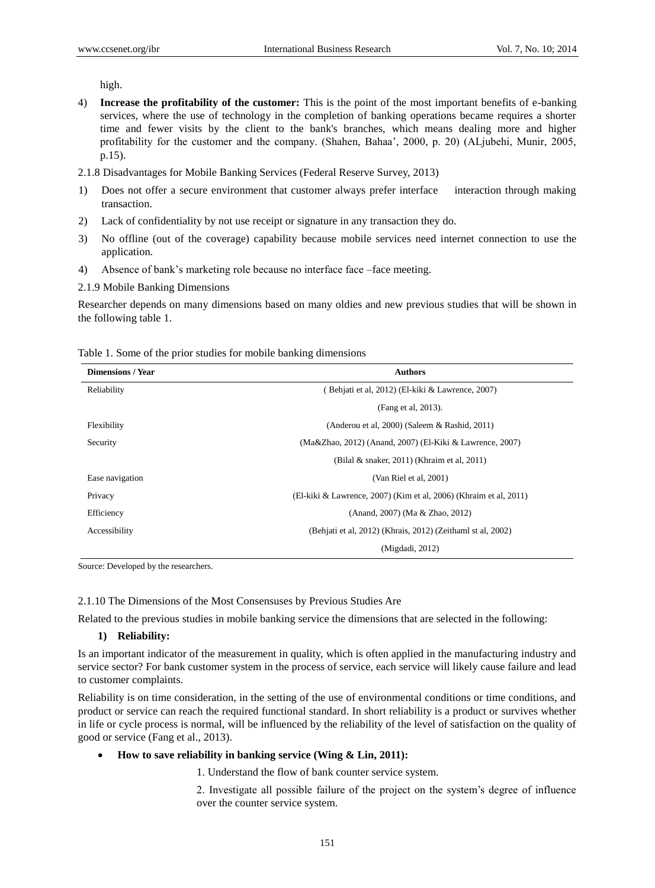high.

4) **Increase the profitability of the customer:** This is the point of the most important benefits of e-banking services, where the use of technology in the completion of banking operations became requires a shorter time and fewer visits by the client to the bank's branches, which means dealing more and higher profitability for the customer and the company. (Shahen, Bahaa', 2000, p. 20) (ALjubehi, Munir, 2005, p.15).

2.1.8 Disadvantages for Mobile Banking Services (Federal Reserve Survey, 2013)

1) Does not offer a secure environment that customer always prefer interface interaction through making transaction.
2) Lack of confidentiality by not use receipt or signature in any transaction they do.
3) No offline (out of the coverage) capability because mobile services need internet connection to use the application.
4) Absence of bank's marketing role because no interface face –face meeting.

2.1.9 Mobile Banking Dimensions

Researcher depends on many dimensions based on many oldies and new previous studies that will be shown in the following table 1.

Table 1. Some of the prior studies for mobile banking dimensions

| Dimensions / Year | Authors |
|---|---|
| Reliability | ( Behjati et al, 2012) (El-kiki & Lawrence, 2007) (Fang et al, 2013). |
| Flexibility | (Anderou et al, 2000) (Saleem & Rashid, 2011) |
| Security | (Ma&Zhao, 2012) (Anand, 2007) (El-Kiki & Lawrence, 2007) (Bilal & snaker, 2011) (Khraim et al, 2011) |
| Ease navigation | (Van Riel et al, 2001) |
| Privacy | (El-kiki & Lawrence, 2007) (Kim et al, 2006) (Khraim et al, 2011) |
| Efficiency | (Anand, 2007) (Ma & Zhao, 2012) |
| Accessibility | (Behjati et al, 2012) (Khrais, 2012) (Zeithaml st al, 2002) (Migdadi, 2012) |

Source: Developed by the researchers.

2.1.10 The Dimensions of the Most Consensuses by Previous Studies Are

Related to the previous studies in mobile banking service the dimensions that are selected in the following:

**1) Reliability:**

Is an important indicator of the measurement in quality, which is often applied in the manufacturing industry and service sector? For bank customer system in the process of service, each service will likely cause failure and lead to customer complaints.

Reliability is on time consideration, in the setting of the use of environmental conditions or time conditions, and product or service can reach the required functional standard. In short reliability is a product or survives whether in life or cycle process is normal, will be influenced by the reliability of the level of satisfaction on the quality of good or service (Fang et al., 2013).

- **How to save reliability in banking service (Wing & Lin, 2011):**

  1. Understand the flow of bank counter service system.

  2. Investigate all possible failure of the project on the system's degree of influence over the counter service system.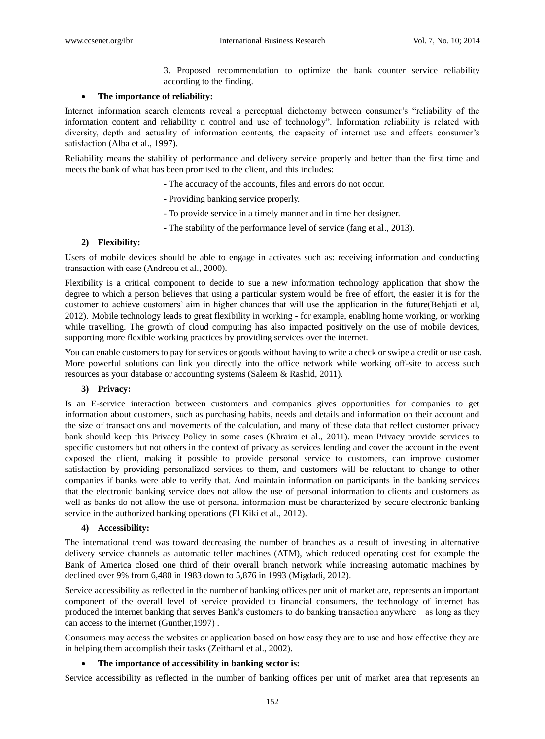3. Proposed recommendation to optimize the bank counter service reliability according to the finding.

- **The importance of reliability:**

Internet information search elements reveal a perceptual dichotomy between consumer's "reliability of the information content and reliability n control and use of technology". Information reliability is related with diversity, depth and actuality of information contents, the capacity of internet use and effects consumer's satisfaction (Alba et al., 1997).

Reliability means the stability of performance and delivery service properly and better than the first time and meets the bank of what has been promised to the client, and this includes:

- The accuracy of the accounts, files and errors do not occur.
- Providing banking service properly.
- To provide service in a timely manner and in time her designer.
- The stability of the performance level of service (fang et al., 2013).

**2) Flexibility:**

Users of mobile devices should be able to engage in activates such as: receiving information and conducting transaction with ease (Andreou et al., 2000).

Flexibility is a critical component to decide to sue a new information technology application that show the degree to which a person believes that using a particular system would be free of effort, the easier it is for the customer to achieve customers' aim in higher chances that will use the application in the future(Behjati et al, 2012). Mobile technology leads to great flexibility in working - for example, enabling home working, or working while travelling. The growth of cloud computing has also impacted positively on the use of mobile devices, supporting more flexible working practices by providing services over the internet.

You can enable customers to pay for services or goods without having to write a check or swipe a credit or use cash. More powerful solutions can link you directly into the office network while working off-site to access such resources as your database or accounting systems (Saleem & Rashid, 2011).

**3) Privacy:**

Is an E-service interaction between customers and companies gives opportunities for companies to get information about customers, such as purchasing habits, needs and details and information on their account and the size of transactions and movements of the calculation, and many of these data that reflect customer privacy bank should keep this Privacy Policy in some cases (Khraim et al., 2011). mean Privacy provide services to specific customers but not others in the context of privacy as services lending and cover the account in the event exposed the client, making it possible to provide personal service to customers, can improve customer satisfaction by providing personalized services to them, and customers will be reluctant to change to other companies if banks were able to verify that. And maintain information on participants in the banking services that the electronic banking service does not allow the use of personal information to clients and customers as well as banks do not allow the use of personal information must be characterized by secure electronic banking service in the authorized banking operations (El Kiki et al., 2012).

**4) Accessibility:**

The international trend was toward decreasing the number of branches as a result of investing in alternative delivery service channels as automatic teller machines (ATM), which reduced operating cost for example the Bank of America closed one third of their overall branch network while increasing automatic machines by declined over 9% from 6,480 in 1983 down to 5,876 in 1993 (Migdadi, 2012).

Service accessibility as reflected in the number of banking offices per unit of market are, represents an important component of the overall level of service provided to financial consumers, the technology of internet has produced the internet banking that serves Bank's customers to do banking transaction anywhere as long as they can access to the internet (Gunther,1997) .

Consumers may access the websites or application based on how easy they are to use and how effective they are in helping them accomplish their tasks (Zeithaml et al., 2002).

- **The importance of accessibility in banking sector is:**

Service accessibility as reflected in the number of banking offices per unit of market area that represents an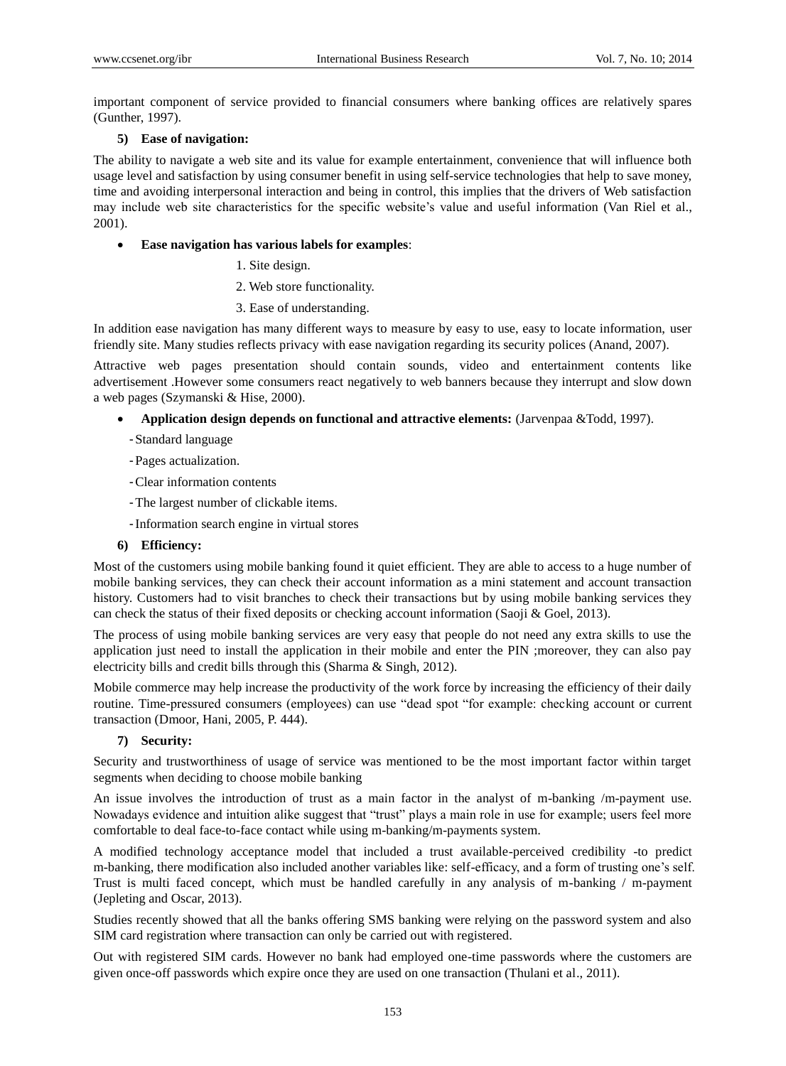important component of service provided to financial consumers where banking offices are relatively spares (Gunther, 1997).

**5) Ease of navigation:**

The ability to navigate a web site and its value for example entertainment, convenience that will influence both usage level and satisfaction by using consumer benefit in using self-service technologies that help to save money, time and avoiding interpersonal interaction and being in control, this implies that the drivers of Web satisfaction may include web site characteristics for the specific website's value and useful information (Van Riel et al., 2001).

- **Ease navigation has various labels for examples**:

  1. Site design.
  2. Web store functionality.
  3. Ease of understanding.

In addition ease navigation has many different ways to measure by easy to use, easy to locate information, user friendly site. Many studies reflects privacy with ease navigation regarding its security polices (Anand, 2007).

Attractive web pages presentation should contain sounds, video and entertainment contents like advertisement .However some consumers react negatively to web banners because they interrupt and slow down a web pages (Szymanski & Hise, 2000).

- **Application design depends on functional and attractive elements:** (Jarvenpaa &Todd, 1997).
  - Standard language
  - Pages actualization.
  - Clear information contents
  - The largest number of clickable items.
  - Information search engine in virtual stores

**6) Efficiency:**

Most of the customers using mobile banking found it quiet efficient. They are able to access to a huge number of mobile banking services, they can check their account information as a mini statement and account transaction history. Customers had to visit branches to check their transactions but by using mobile banking services they can check the status of their fixed deposits or checking account information (Saoji & Goel, 2013).

The process of using mobile banking services are very easy that people do not need any extra skills to use the application just need to install the application in their mobile and enter the PIN ;moreover, they can also pay electricity bills and credit bills through this (Sharma & Singh, 2012).

Mobile commerce may help increase the productivity of the work force by increasing the efficiency of their daily routine. Time-pressured consumers (employees) can use "dead spot "for example: checking account or current transaction (Dmoor, Hani, 2005, P. 444).

**7) Security:**

Security and trustworthiness of usage of service was mentioned to be the most important factor within target segments when deciding to choose mobile banking

An issue involves the introduction of trust as a main factor in the analyst of m-banking /m-payment use. Nowadays evidence and intuition alike suggest that "trust" plays a main role in use for example; users feel more comfortable to deal face-to-face contact while using m-banking/m-payments system.

A modified technology acceptance model that included a trust available-perceived credibility -to predict m-banking, there modification also included another variables like: self-efficacy, and a form of trusting one's self. Trust is multi faced concept, which must be handled carefully in any analysis of m-banking / m-payment (Jepleting and Oscar, 2013).

Studies recently showed that all the banks offering SMS banking were relying on the password system and also SIM card registration where transaction can only be carried out with registered.

Out with registered SIM cards. However no bank had employed one-time passwords where the customers are given once-off passwords which expire once they are used on one transaction (Thulani et al., 2011).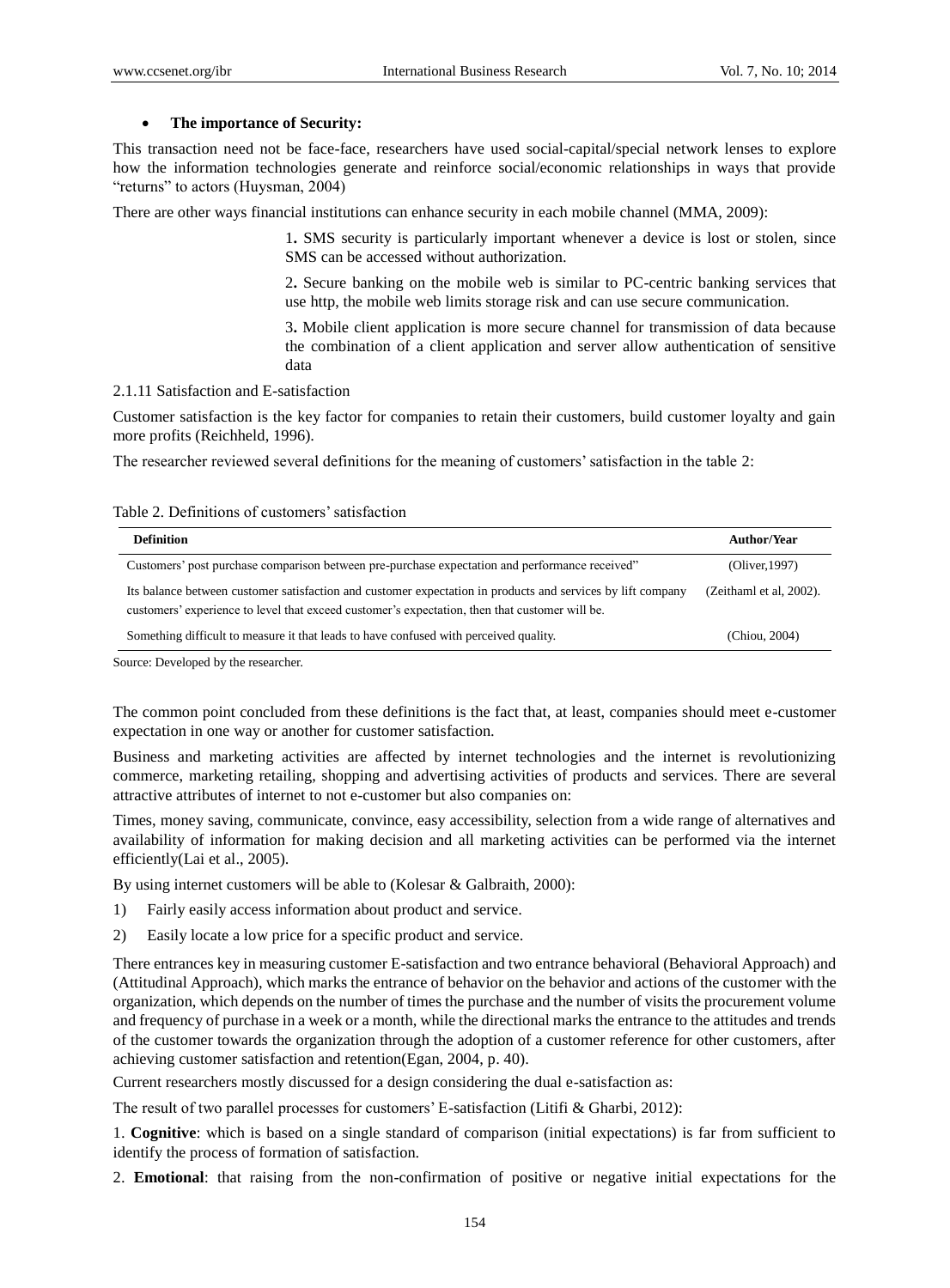- **The importance of Security:**

This transaction need not be face-face, researchers have used social-capital/special network lenses to explore how the information technologies generate and reinforce social/economic relationships in ways that provide "returns" to actors (Huysman, 2004)

There are other ways financial institutions can enhance security in each mobile channel (MMA, 2009):

> 1. SMS security is particularly important whenever a device is lost or stolen, since SMS can be accessed without authorization.
>
> 2. Secure banking on the mobile web is similar to PC-centric banking services that use http, the mobile web limits storage risk and can use secure communication.
>
> 3. Mobile client application is more secure channel for transmission of data because the combination of a client application and server allow authentication of sensitive data

2.1.11 Satisfaction and E-satisfaction

Customer satisfaction is the key factor for companies to retain their customers, build customer loyalty and gain more profits (Reichheld, 1996).

The researcher reviewed several definitions for the meaning of customers' satisfaction in the table 2:

Table 2. Definitions of customers' satisfaction

| Definition | Author/Year |
|---|---|
| Customers' post purchase comparison between pre-purchase expectation and performance received" | (Oliver,1997) |
| Its balance between customer satisfaction and customer expectation in products and services by lift company customers' experience to level that exceed customer's expectation, then that customer will be. | (Zeithaml et al, 2002). |
| Something difficult to measure it that leads to have confused with perceived quality. | (Chiou, 2004) |

Source: Developed by the researcher.

The common point concluded from these definitions is the fact that, at least, companies should meet e-customer expectation in one way or another for customer satisfaction.

Business and marketing activities are affected by internet technologies and the internet is revolutionizing commerce, marketing retailing, shopping and advertising activities of products and services. There are several attractive attributes of internet to not e-customer but also companies on:

Times, money saving, communicate, convince, easy accessibility, selection from a wide range of alternatives and availability of information for making decision and all marketing activities can be performed via the internet efficiently(Lai et al., 2005).

By using internet customers will be able to (Kolesar & Galbraith, 2000):

1) Fairly easily access information about product and service.
2) Easily locate a low price for a specific product and service.

There entrances key in measuring customer E-satisfaction and two entrance behavioral (Behavioral Approach) and (Attitudinal Approach), which marks the entrance of behavior on the behavior and actions of the customer with the organization, which depends on the number of times the purchase and the number of visits the procurement volume and frequency of purchase in a week or a month, while the directional marks the entrance to the attitudes and trends of the customer towards the organization through the adoption of a customer reference for other customers, after achieving customer satisfaction and retention(Egan, 2004, p. 40).

Current researchers mostly discussed for a design considering the dual e-satisfaction as:

The result of two parallel processes for customers' E-satisfaction (Litifi & Gharbi, 2012):

1. **Cognitive**: which is based on a single standard of comparison (initial expectations) is far from sufficient to identify the process of formation of satisfaction.

2. **Emotional**: that raising from the non-confirmation of positive or negative initial expectations for the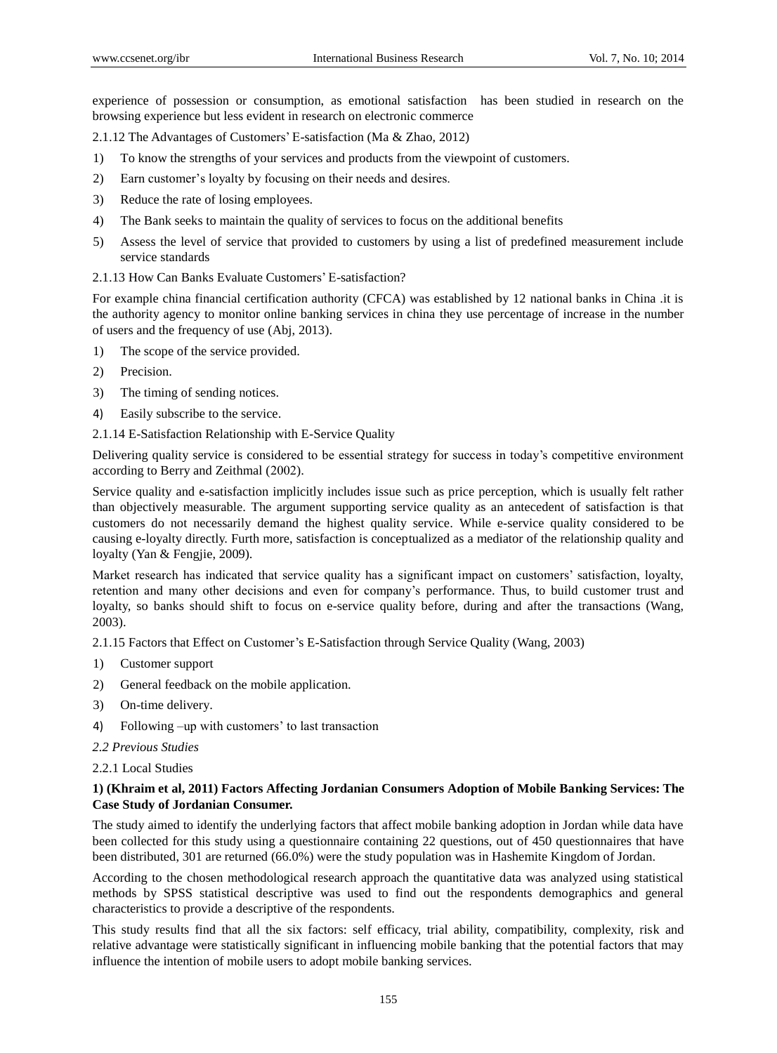experience of possession or consumption, as emotional satisfaction has been studied in research on the browsing experience but less evident in research on electronic commerce

2.1.12 The Advantages of Customers' E-satisfaction (Ma & Zhao, 2012)

1) To know the strengths of your services and products from the viewpoint of customers.
2) Earn customer's loyalty by focusing on their needs and desires.
3) Reduce the rate of losing employees.
4) The Bank seeks to maintain the quality of services to focus on the additional benefits
5) Assess the level of service that provided to customers by using a list of predefined measurement include service standards

2.1.13 How Can Banks Evaluate Customers' E-satisfaction?

For example china financial certification authority (CFCA) was established by 12 national banks in China .it is the authority agency to monitor online banking services in china they use percentage of increase in the number of users and the frequency of use (Abj, 2013).

1) The scope of the service provided.
2) Precision.
3) The timing of sending notices.
4) Easily subscribe to the service.

2.1.14 E-Satisfaction Relationship with E-Service Quality

Delivering quality service is considered to be essential strategy for success in today's competitive environment according to Berry and Zeithmal (2002).

Service quality and e-satisfaction implicitly includes issue such as price perception, which is usually felt rather than objectively measurable. The argument supporting service quality as an antecedent of satisfaction is that customers do not necessarily demand the highest quality service. While e-service quality considered to be causing e-loyalty directly. Furth more, satisfaction is conceptualized as a mediator of the relationship quality and loyalty (Yan & Fengjie, 2009).

Market research has indicated that service quality has a significant impact on customers' satisfaction, loyalty, retention and many other decisions and even for company's performance. Thus, to build customer trust and loyalty, so banks should shift to focus on e-service quality before, during and after the transactions (Wang, 2003).

2.1.15 Factors that Effect on Customer's E-Satisfaction through Service Quality (Wang, 2003)

1) Customer support
2) General feedback on the mobile application.
3) On-time delivery.
4) Following –up with customers' to last transaction

*2.2 Previous Studies*

2.2.1 Local Studies

**1) (Khraim et al, 2011) Factors Affecting Jordanian Consumers Adoption of Mobile Banking Services: The Case Study of Jordanian Consumer.**

The study aimed to identify the underlying factors that affect mobile banking adoption in Jordan while data have been collected for this study using a questionnaire containing 22 questions, out of 450 questionnaires that have been distributed, 301 are returned (66.0%) were the study population was in Hashemite Kingdom of Jordan.

According to the chosen methodological research approach the quantitative data was analyzed using statistical methods by SPSS statistical descriptive was used to find out the respondents demographics and general characteristics to provide a descriptive of the respondents.

This study results find that all the six factors: self efficacy, trial ability, compatibility, complexity, risk and relative advantage were statistically significant in influencing mobile banking that the potential factors that may influence the intention of mobile users to adopt mobile banking services.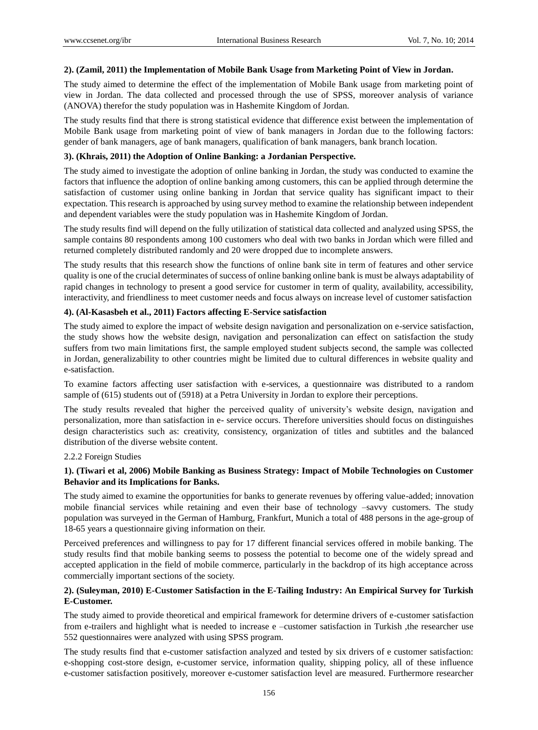**2). (Zamil, 2011) the Implementation of Mobile Bank Usage from Marketing Point of View in Jordan.**

The study aimed to determine the effect of the implementation of Mobile Bank usage from marketing point of view in Jordan. The data collected and processed through the use of SPSS, moreover analysis of variance (ANOVA) therefor the study population was in Hashemite Kingdom of Jordan.

The study results find that there is strong statistical evidence that difference exist between the implementation of Mobile Bank usage from marketing point of view of bank managers in Jordan due to the following factors: gender of bank managers, age of bank managers, qualification of bank managers, bank branch location.

**3). (Khrais, 2011) the Adoption of Online Banking: a Jordanian Perspective.**

The study aimed to investigate the adoption of online banking in Jordan, the study was conducted to examine the factors that influence the adoption of online banking among customers, this can be applied through determine the satisfaction of customer using online banking in Jordan that service quality has significant impact to their expectation. This research is approached by using survey method to examine the relationship between independent and dependent variables were the study population was in Hashemite Kingdom of Jordan.

The study results find will depend on the fully utilization of statistical data collected and analyzed using SPSS, the sample contains 80 respondents among 100 customers who deal with two banks in Jordan which were filled and returned completely distributed randomly and 20 were dropped due to incomplete answers.

The study results that this research show the functions of online bank site in term of features and other service quality is one of the crucial determinates of success of online banking online bank is must be always adaptability of rapid changes in technology to present a good service for customer in term of quality, availability, accessibility, interactivity, and friendliness to meet customer needs and focus always on increase level of customer satisfaction

**4). (Al-Kasasbeh et al., 2011) Factors affecting E-Service satisfaction**

The study aimed to explore the impact of website design navigation and personalization on e-service satisfaction, the study shows how the website design, navigation and personalization can effect on satisfaction the study suffers from two main limitations first, the sample employed student subjects second, the sample was collected in Jordan, generalizability to other countries might be limited due to cultural differences in website quality and e-satisfaction.

To examine factors affecting user satisfaction with e-services, a questionnaire was distributed to a random sample of (615) students out of (5918) at a Petra University in Jordan to explore their perceptions.

The study results revealed that higher the perceived quality of university's website design, navigation and personalization, more than satisfaction in e- service occurs. Therefore universities should focus on distinguishes design characteristics such as: creativity, consistency, organization of titles and subtitles and the balanced distribution of the diverse website content.

2.2.2 Foreign Studies

**1). (Tiwari et al, 2006) Mobile Banking as Business Strategy: Impact of Mobile Technologies on Customer Behavior and its Implications for Banks.**

The study aimed to examine the opportunities for banks to generate revenues by offering value-added; innovation mobile financial services while retaining and even their base of technology –savvy customers. The study population was surveyed in the German of Hamburg, Frankfurt, Munich a total of 488 persons in the age-group of 18-65 years a questionnaire giving information on their.

Perceived preferences and willingness to pay for 17 different financial services offered in mobile banking. The study results find that mobile banking seems to possess the potential to become one of the widely spread and accepted application in the field of mobile commerce, particularly in the backdrop of its high acceptance across commercially important sections of the society.

**2). (Suleyman, 2010) E-Customer Satisfaction in the E-Tailing Industry: An Empirical Survey for Turkish E-Customer.**

The study aimed to provide theoretical and empirical framework for determine drivers of e-customer satisfaction from e-trailers and highlight what is needed to increase e –customer satisfaction in Turkish ,the researcher use 552 questionnaires were analyzed with using SPSS program.

The study results find that e-customer satisfaction analyzed and tested by six drivers of e customer satisfaction: e-shopping cost-store design, e-customer service, information quality, shipping policy, all of these influence e-customer satisfaction positively, moreover e-customer satisfaction level are measured. Furthermore researcher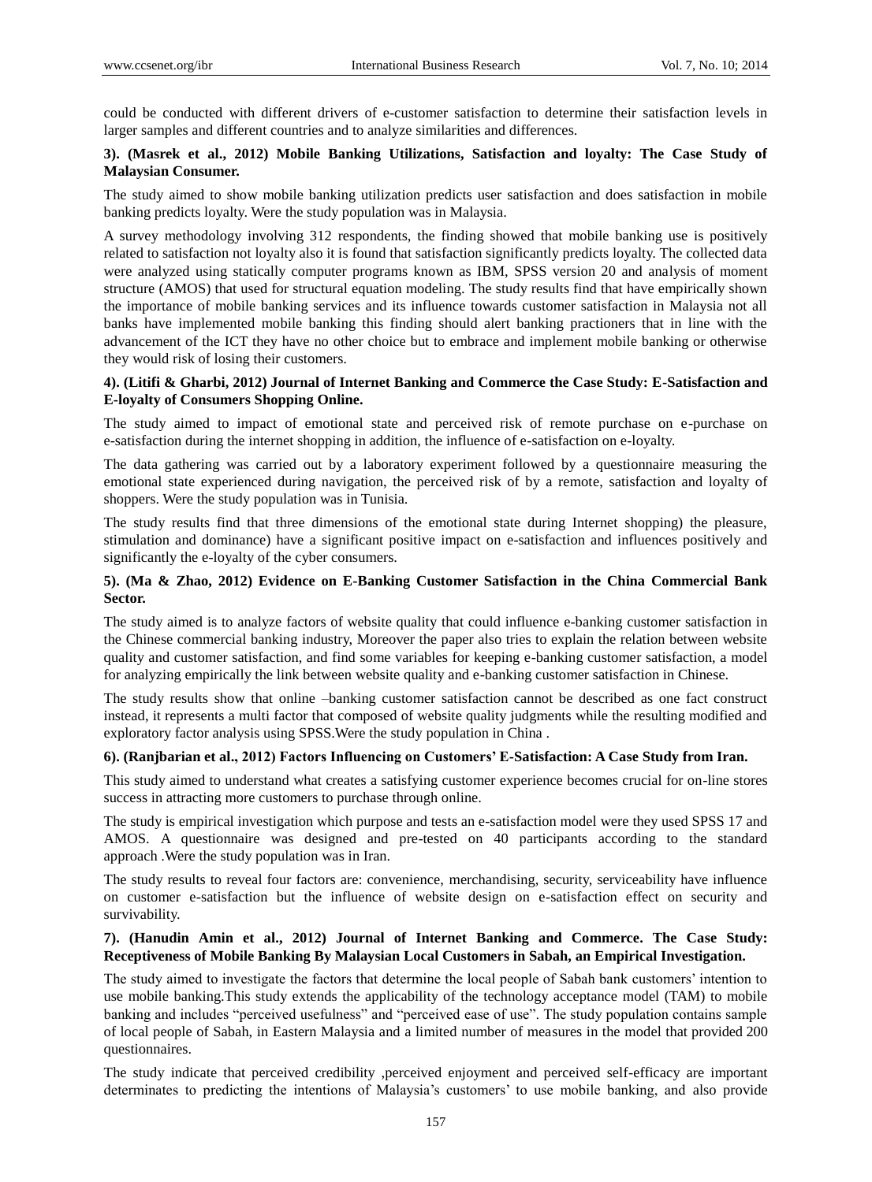could be conducted with different drivers of e-customer satisfaction to determine their satisfaction levels in larger samples and different countries and to analyze similarities and differences.

**3). (Masrek et al., 2012) Mobile Banking Utilizations, Satisfaction and loyalty: The Case Study of Malaysian Consumer.**

The study aimed to show mobile banking utilization predicts user satisfaction and does satisfaction in mobile banking predicts loyalty. Were the study population was in Malaysia.

A survey methodology involving 312 respondents, the finding showed that mobile banking use is positively related to satisfaction not loyalty also it is found that satisfaction significantly predicts loyalty. The collected data were analyzed using statically computer programs known as IBM, SPSS version 20 and analysis of moment structure (AMOS) that used for structural equation modeling. The study results find that have empirically shown the importance of mobile banking services and its influence towards customer satisfaction in Malaysia not all banks have implemented mobile banking this finding should alert banking practioners that in line with the advancement of the ICT they have no other choice but to embrace and implement mobile banking or otherwise they would risk of losing their customers.

**4). (Litifi & Gharbi, 2012) Journal of Internet Banking and Commerce the Case Study: E-Satisfaction and E-loyalty of Consumers Shopping Online.**

The study aimed to impact of emotional state and perceived risk of remote purchase on e-purchase on e-satisfaction during the internet shopping in addition, the influence of e-satisfaction on e-loyalty.

The data gathering was carried out by a laboratory experiment followed by a questionnaire measuring the emotional state experienced during navigation, the perceived risk of by a remote, satisfaction and loyalty of shoppers. Were the study population was in Tunisia.

The study results find that three dimensions of the emotional state during Internet shopping) the pleasure, stimulation and dominance) have a significant positive impact on e-satisfaction and influences positively and significantly the e-loyalty of the cyber consumers.

**5). (Ma & Zhao, 2012) Evidence on E-Banking Customer Satisfaction in the China Commercial Bank Sector.**

The study aimed is to analyze factors of website quality that could influence e-banking customer satisfaction in the Chinese commercial banking industry, Moreover the paper also tries to explain the relation between website quality and customer satisfaction, and find some variables for keeping e-banking customer satisfaction, a model for analyzing empirically the link between website quality and e-banking customer satisfaction in Chinese.

The study results show that online –banking customer satisfaction cannot be described as one fact construct instead, it represents a multi factor that composed of website quality judgments while the resulting modified and exploratory factor analysis using SPSS.Were the study population in China .

**6). (Ranjbarian et al., 2012) Factors Influencing on Customers' E-Satisfaction: A Case Study from Iran.**

This study aimed to understand what creates a satisfying customer experience becomes crucial for on-line stores success in attracting more customers to purchase through online.

The study is empirical investigation which purpose and tests an e-satisfaction model were they used SPSS 17 and AMOS. A questionnaire was designed and pre-tested on 40 participants according to the standard approach .Were the study population was in Iran.

The study results to reveal four factors are: convenience, merchandising, security, serviceability have influence on customer e-satisfaction but the influence of website design on e-satisfaction effect on security and survivability.

**7). (Hanudin Amin et al., 2012) Journal of Internet Banking and Commerce. The Case Study: Receptiveness of Mobile Banking By Malaysian Local Customers in Sabah, an Empirical Investigation.**

The study aimed to investigate the factors that determine the local people of Sabah bank customers' intention to use mobile banking.This study extends the applicability of the technology acceptance model (TAM) to mobile banking and includes "perceived usefulness" and "perceived ease of use". The study population contains sample of local people of Sabah, in Eastern Malaysia and a limited number of measures in the model that provided 200 questionnaires.

The study indicate that perceived credibility ,perceived enjoyment and perceived self-efficacy are important determinates to predicting the intentions of Malaysia's customers' to use mobile banking, and also provide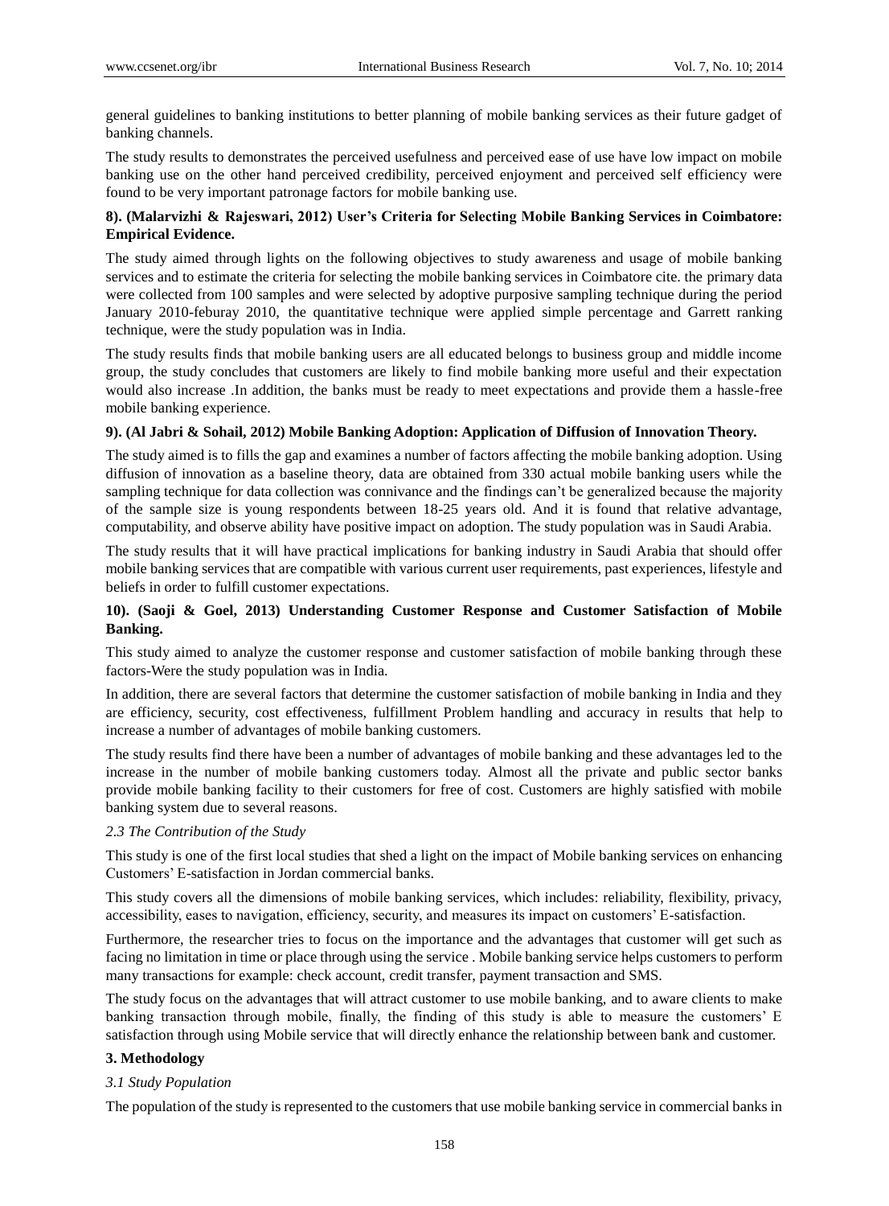general guidelines to banking institutions to better planning of mobile banking services as their future gadget of banking channels.

The study results to demonstrates the perceived usefulness and perceived ease of use have low impact on mobile banking use on the other hand perceived credibility, perceived enjoyment and perceived self efficiency were found to be very important patronage factors for mobile banking use.

**8). (Malarvizhi & Rajeswari, 2012) User's Criteria for Selecting Mobile Banking Services in Coimbatore: Empirical Evidence.**

The study aimed through lights on the following objectives to study awareness and usage of mobile banking services and to estimate the criteria for selecting the mobile banking services in Coimbatore cite. the primary data were collected from 100 samples and were selected by adoptive purposive sampling technique during the period January 2010-feburay 2010, the quantitative technique were applied simple percentage and Garrett ranking technique, were the study population was in India.

The study results finds that mobile banking users are all educated belongs to business group and middle income group, the study concludes that customers are likely to find mobile banking more useful and their expectation would also increase .In addition, the banks must be ready to meet expectations and provide them a hassle-free mobile banking experience.

**9). (Al Jabri & Sohail, 2012) Mobile Banking Adoption: Application of Diffusion of Innovation Theory.**

The study aimed is to fills the gap and examines a number of factors affecting the mobile banking adoption. Using diffusion of innovation as a baseline theory, data are obtained from 330 actual mobile banking users while the sampling technique for data collection was connivance and the findings can't be generalized because the majority of the sample size is young respondents between 18-25 years old. And it is found that relative advantage, computability, and observe ability have positive impact on adoption. The study population was in Saudi Arabia.

The study results that it will have practical implications for banking industry in Saudi Arabia that should offer mobile banking services that are compatible with various current user requirements, past experiences, lifestyle and beliefs in order to fulfill customer expectations.

**10). (Saoji & Goel, 2013) Understanding Customer Response and Customer Satisfaction of Mobile Banking.**

This study aimed to analyze the customer response and customer satisfaction of mobile banking through these factors-Were the study population was in India.

In addition, there are several factors that determine the customer satisfaction of mobile banking in India and they are efficiency, security, cost effectiveness, fulfillment Problem handling and accuracy in results that help to increase a number of advantages of mobile banking customers.

The study results find there have been a number of advantages of mobile banking and these advantages led to the increase in the number of mobile banking customers today. Almost all the private and public sector banks provide mobile banking facility to their customers for free of cost. Customers are highly satisfied with mobile banking system due to several reasons.

*2.3 The Contribution of the Study*

This study is one of the first local studies that shed a light on the impact of Mobile banking services on enhancing Customers' E-satisfaction in Jordan commercial banks.

This study covers all the dimensions of mobile banking services, which includes: reliability, flexibility, privacy, accessibility, eases to navigation, efficiency, security, and measures its impact on customers' E-satisfaction.

Furthermore, the researcher tries to focus on the importance and the advantages that customer will get such as facing no limitation in time or place through using the service . Mobile banking service helps customers to perform many transactions for example: check account, credit transfer, payment transaction and SMS.

The study focus on the advantages that will attract customer to use mobile banking, and to aware clients to make banking transaction through mobile, finally, the finding of this study is able to measure the customers' E satisfaction through using Mobile service that will directly enhance the relationship between bank and customer.

## 3. Methodology

*3.1 Study Population*

The population of the study is represented to the customers that use mobile banking service in commercial banks in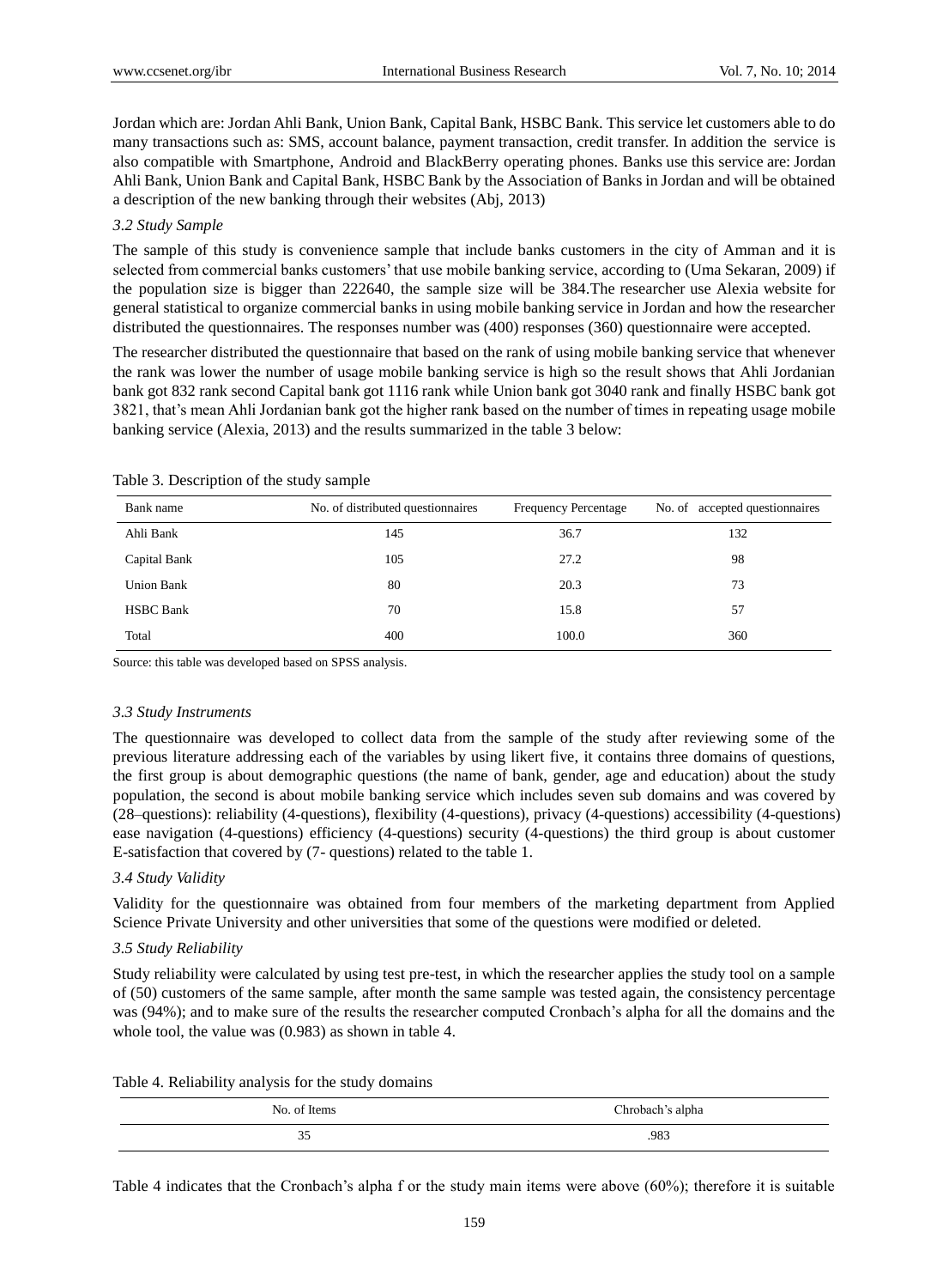Jordan which are: Jordan Ahli Bank, Union Bank, Capital Bank, HSBC Bank. This service let customers able to do many transactions such as: SMS, account balance, payment transaction, credit transfer. In addition the service is also compatible with Smartphone, Android and BlackBerry operating phones. Banks use this service are: Jordan Ahli Bank, Union Bank and Capital Bank, HSBC Bank by the Association of Banks in Jordan and will be obtained a description of the new banking through their websites (Abj, 2013)

### *3.2 Study Sample*

The sample of this study is convenience sample that include banks customers in the city of Amman and it is selected from commercial banks customers' that use mobile banking service, according to (Uma Sekaran, 2009) if the population size is bigger than 222640, the sample size will be 384.The researcher use Alexia website for general statistical to organize commercial banks in using mobile banking service in Jordan and how the researcher distributed the questionnaires. The responses number was (400) responses (360) questionnaire were accepted.

The researcher distributed the questionnaire that based on the rank of using mobile banking service that whenever the rank was lower the number of usage mobile banking service is high so the result shows that Ahli Jordanian bank got 832 rank second Capital bank got 1116 rank while Union bank got 3040 rank and finally HSBC bank got 3821, that's mean Ahli Jordanian bank got the higher rank based on the number of times in repeating usage mobile banking service (Alexia, 2013) and the results summarized in the table 3 below:

Table 3. Description of the study sample

| Bank name | No. of distributed questionnaires | Frequency Percentage | No. of accepted questionnaires |
|---|---|---|---|
| Ahli Bank | 145 | 36.7 | 132 |
| Capital Bank | 105 | 27.2 | 98 |
| Union Bank | 80 | 20.3 | 73 |
| HSBC Bank | 70 | 15.8 | 57 |
| Total | 400 | 100.0 | 360 |

Source: this table was developed based on SPSS analysis.

### *3.3 Study Instruments*

The questionnaire was developed to collect data from the sample of the study after reviewing some of the previous literature addressing each of the variables by using likert five, it contains three domains of questions, the first group is about demographic questions (the name of bank, gender, age and education) about the study population, the second is about mobile banking service which includes seven sub domains and was covered by (28–questions): reliability (4-questions), flexibility (4-questions), privacy (4-questions) accessibility (4-questions) ease navigation (4-questions) efficiency (4-questions) security (4-questions) the third group is about customer E-satisfaction that covered by (7- questions) related to the table 1.

### *3.4 Study Validity*

Validity for the questionnaire was obtained from four members of the marketing department from Applied Science Private University and other universities that some of the questions were modified or deleted.

### *3.5 Study Reliability*

Study reliability were calculated by using test pre-test, in which the researcher applies the study tool on a sample of (50) customers of the same sample, after month the same sample was tested again, the consistency percentage was (94%); and to make sure of the results the researcher computed Cronbach's alpha for all the domains and the whole tool, the value was (0.983) as shown in table 4.

Table 4. Reliability analysis for the study domains

| No. of Items | Chrobach's alpha |
|---|---|
| 35 | .983 |

Table 4 indicates that the Cronbach's alpha f or the study main items were above (60%); therefore it is suitable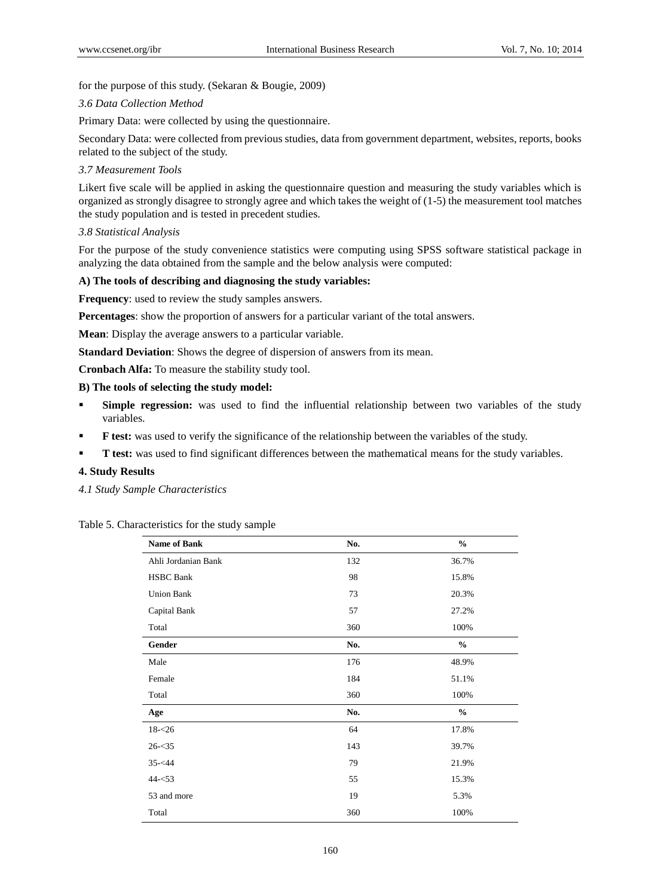for the purpose of this study. (Sekaran & Bougie, 2009)

*3.6 Data Collection Method*

Primary Data: were collected by using the questionnaire.

Secondary Data: were collected from previous studies, data from government department, websites, reports, books related to the subject of the study.

*3.7 Measurement Tools*

Likert five scale will be applied in asking the questionnaire question and measuring the study variables which is organized as strongly disagree to strongly agree and which takes the weight of (1-5) the measurement tool matches the study population and is tested in precedent studies.

*3.8 Statistical Analysis*

For the purpose of the study convenience statistics were computing using SPSS software statistical package in analyzing the data obtained from the sample and the below analysis were computed:

**A) The tools of describing and diagnosing the study variables:**

**Frequency**: used to review the study samples answers.

**Percentages**: show the proportion of answers for a particular variant of the total answers.

**Mean**: Display the average answers to a particular variable.

**Standard Deviation**: Shows the degree of dispersion of answers from its mean.

**Cronbach Alfa:** To measure the stability study tool.

**B) The tools of selecting the study model:**

- **Simple regression:** was used to find the influential relationship between two variables of the study variables.
- **F test:** was used to verify the significance of the relationship between the variables of the study.
- **T test:** was used to find significant differences between the mathematical means for the study variables.

## 4. Study Results

*4.1 Study Sample Characteristics*

Table 5. Characteristics for the study sample

| **Name of Bank** | **No.** | **%** |
|---|---|---|
| Ahli Jordanian Bank | 132 | 36.7% |
| HSBC Bank | 98 | 15.8% |
| Union Bank | 73 | 20.3% |
| Capital Bank | 57 | 27.2% |
| Total | 360 | 100% |
| **Gender** | **No.** | **%** |
| Male | 176 | 48.9% |
| Female | 184 | 51.1% |
| Total | 360 | 100% |
| **Age** | **No.** | **%** |
| 18-<26 | 64 | 17.8% |
| 26-<35 | 143 | 39.7% |
| 35-<44 | 79 | 21.9% |
| 44-<53 | 55 | 15.3% |
| 53 and more | 19 | 5.3% |
| Total | 360 | 100% |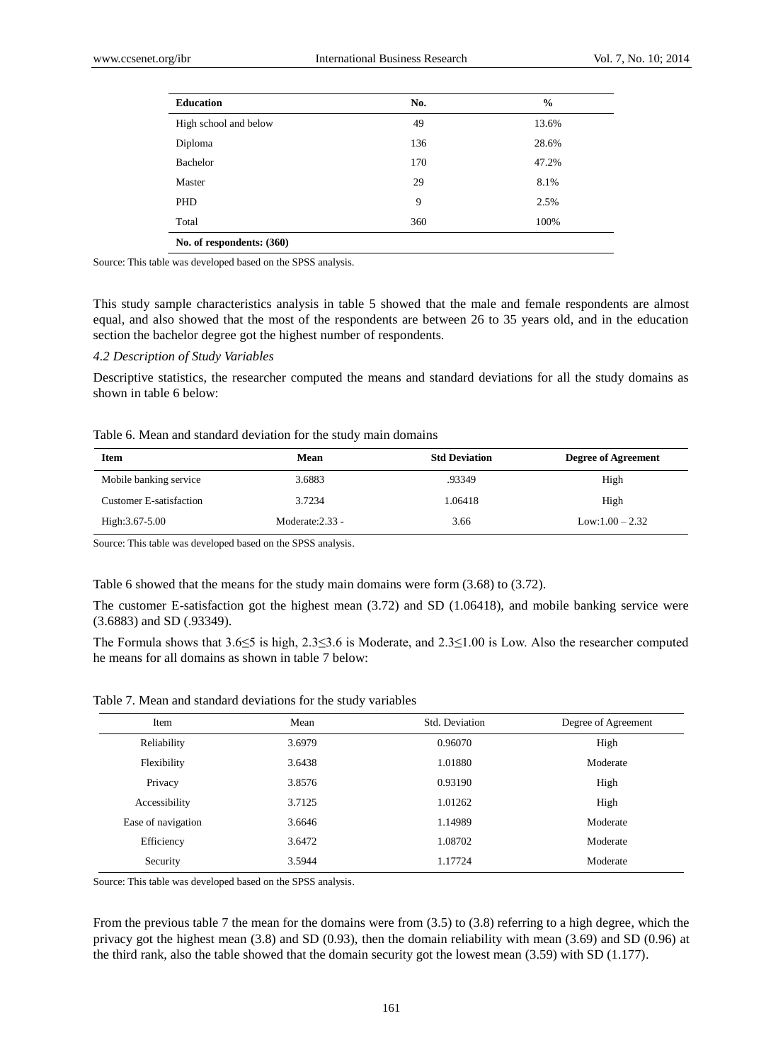| Education | No. | % |
|---|---|---|
| High school and below | 49 | 13.6% |
| Diploma | 136 | 28.6% |
| Bachelor | 170 | 47.2% |
| Master | 29 | 8.1% |
| PHD | 9 | 2.5% |
| Total | 360 | 100% |
| **No. of respondents: (360)** | | |

Source: This table was developed based on the SPSS analysis.

This study sample characteristics analysis in table 5 showed that the male and female respondents are almost equal, and also showed that the most of the respondents are between 26 to 35 years old, and in the education section the bachelor degree got the highest number of respondents.

### *4.2 Description of Study Variables*

Descriptive statistics, the researcher computed the means and standard deviations for all the study domains as shown in table 6 below:

Table 6. Mean and standard deviation for the study main domains

| Item | Mean | Std Deviation | Degree of Agreement |
|---|---|---|---|
| Mobile banking service | 3.6883 | .93349 | High |
| Customer E-satisfaction | 3.7234 | 1.06418 | High |
| High:3.67-5.00 | Moderate:2.33 - | 3.66 | Low:1.00 – 2.32 |

Source: This table was developed based on the SPSS analysis.

Table 6 showed that the means for the study main domains were form (3.68) to (3.72).

The customer E-satisfaction got the highest mean (3.72) and SD (1.06418), and mobile banking service were (3.6883) and SD (.93349).

The Formula shows that 3.6≤5 is high, 2.3≤3.6 is Moderate, and 2.3≤1.00 is Low. Also the researcher computed he means for all domains as shown in table 7 below:

Table 7. Mean and standard deviations for the study variables

| Item | Mean | Std. Deviation | Degree of Agreement |
|---|---|---|---|
| Reliability | 3.6979 | 0.96070 | High |
| Flexibility | 3.6438 | 1.01880 | Moderate |
| Privacy | 3.8576 | 0.93190 | High |
| Accessibility | 3.7125 | 1.01262 | High |
| Ease of navigation | 3.6646 | 1.14989 | Moderate |
| Efficiency | 3.6472 | 1.08702 | Moderate |
| Security | 3.5944 | 1.17724 | Moderate |

Source: This table was developed based on the SPSS analysis.

From the previous table 7 the mean for the domains were from (3.5) to (3.8) referring to a high degree, which the privacy got the highest mean (3.8) and SD (0.93), then the domain reliability with mean (3.69) and SD (0.96) at the third rank, also the table showed that the domain security got the lowest mean (3.59) with SD (1.177).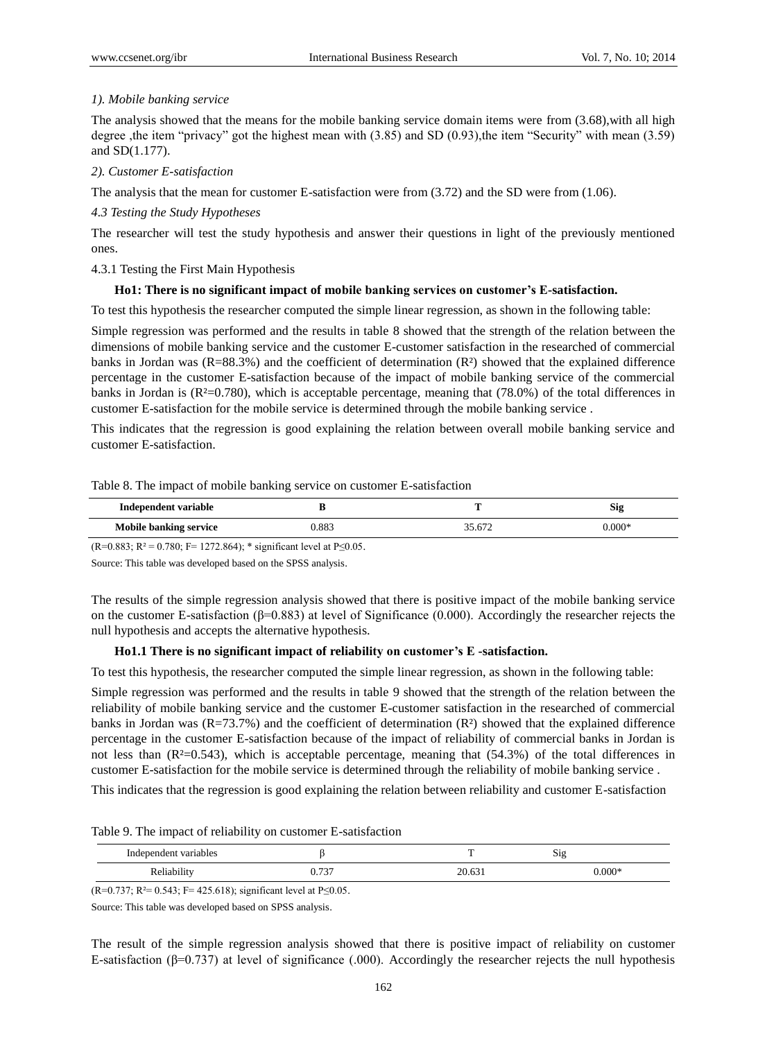*1). Mobile banking service*

The analysis showed that the means for the mobile banking service domain items were from (3.68),with all high degree ,the item "privacy" got the highest mean with (3.85) and SD (0.93),the item "Security" with mean (3.59) and SD(1.177).

*2). Customer E-satisfaction*

The analysis that the mean for customer E-satisfaction were from (3.72) and the SD were from (1.06).

*4.3 Testing the Study Hypotheses*

The researcher will test the study hypothesis and answer their questions in light of the previously mentioned ones.

4.3.1 Testing the First Main Hypothesis

**Ho1: There is no significant impact of mobile banking services on customer's E-satisfaction.**

To test this hypothesis the researcher computed the simple linear regression, as shown in the following table:

Simple regression was performed and the results in table 8 showed that the strength of the relation between the dimensions of mobile banking service and the customer E-customer satisfaction in the researched of commercial banks in Jordan was (R=88.3%) and the coefficient of determination ($R^2$) showed that the explained difference percentage in the customer E-satisfaction because of the impact of mobile banking service of the commercial banks in Jordan is ($R^2$=0.780), which is acceptable percentage, meaning that (78.0%) of the total differences in customer E-satisfaction for the mobile service is determined through the mobile banking service .

This indicates that the regression is good explaining the relation between overall mobile banking service and customer E-satisfaction.

Table 8. The impact of mobile banking service on customer E-satisfaction

| Independent variable | B | T | Sig |
|---|---|---|---|
| Mobile banking service | 0.883 | 35.672 | 0.000* |

(R=0.883; $R^2$ = 0.780; F= 1272.864); * significant level at P≤0.05.

Source: This table was developed based on the SPSS analysis.

The results of the simple regression analysis showed that there is positive impact of the mobile banking service on the customer E-satisfaction (β=0.883) at level of Significance (0.000). Accordingly the researcher rejects the null hypothesis and accepts the alternative hypothesis.

**Ho1.1 There is no significant impact of reliability on customer's E -satisfaction.**

To test this hypothesis, the researcher computed the simple linear regression, as shown in the following table:

Simple regression was performed and the results in table 9 showed that the strength of the relation between the reliability of mobile banking service and the customer E-customer satisfaction in the researched of commercial banks in Jordan was (R=73.7%) and the coefficient of determination ($R^2$) showed that the explained difference percentage in the customer E-satisfaction because of the impact of reliability of commercial banks in Jordan is not less than ($R^2$=0.543), which is acceptable percentage, meaning that (54.3%) of the total differences in customer E-satisfaction for the mobile service is determined through the reliability of mobile banking service .

This indicates that the regression is good explaining the relation between reliability and customer E-satisfaction

Table 9. The impact of reliability on customer E-satisfaction

| Independent variables | β | T | Sig |
|---|---|---|---|
| Reliability | 0.737 | 20.631 | 0.000* |

(R=0.737; $R^2$= 0.543; F= 425.618); significant level at P≤0.05.

Source: This table was developed based on SPSS analysis.

The result of the simple regression analysis showed that there is positive impact of reliability on customer E-satisfaction (β=0.737) at level of significance (.000). Accordingly the researcher rejects the null hypothesis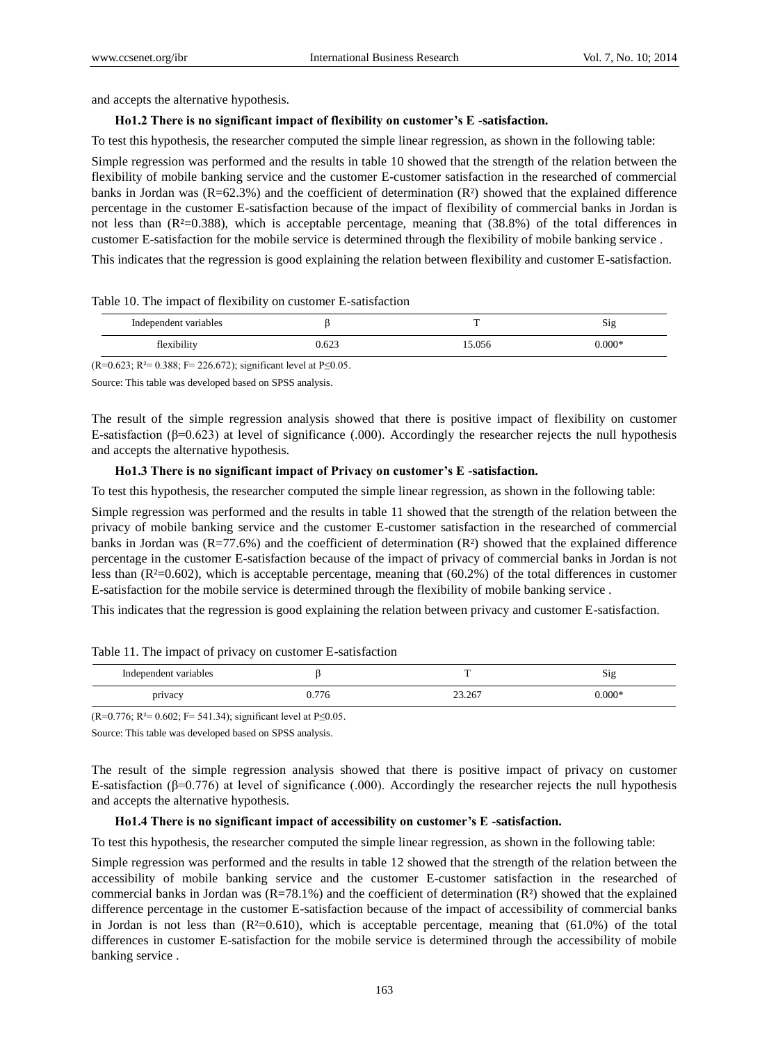and accepts the alternative hypothesis.

**Ho1.2 There is no significant impact of flexibility on customer's E -satisfaction.**

To test this hypothesis, the researcher computed the simple linear regression, as shown in the following table:

Simple regression was performed and the results in table 10 showed that the strength of the relation between the flexibility of mobile banking service and the customer E-customer satisfaction in the researched of commercial banks in Jordan was (R=62.3%) and the coefficient of determination ($R^2$) showed that the explained difference percentage in the customer E-satisfaction because of the impact of flexibility of commercial banks in Jordan is not less than ($R^2$=0.388), which is acceptable percentage, meaning that (38.8%) of the total differences in customer E-satisfaction for the mobile service is determined through the flexibility of mobile banking service .

This indicates that the regression is good explaining the relation between flexibility and customer E-satisfaction.

Table 10. The impact of flexibility on customer E-satisfaction

| Independent variables | β | T | Sig |
|---|---|---|---|
| flexibility | 0.623 | 15.056 | 0.000* |

(R=0.623; $R^2$= 0.388; F= 226.672); significant level at P≤0.05.

Source: This table was developed based on SPSS analysis.

The result of the simple regression analysis showed that there is positive impact of flexibility on customer E-satisfaction (β=0.623) at level of significance (.000). Accordingly the researcher rejects the null hypothesis and accepts the alternative hypothesis.

**Ho1.3 There is no significant impact of Privacy on customer's E -satisfaction.**

To test this hypothesis, the researcher computed the simple linear regression, as shown in the following table:

Simple regression was performed and the results in table 11 showed that the strength of the relation between the privacy of mobile banking service and the customer E-customer satisfaction in the researched of commercial banks in Jordan was (R=77.6%) and the coefficient of determination ($R^2$) showed that the explained difference percentage in the customer E-satisfaction because of the impact of privacy of commercial banks in Jordan is not less than ($R^2$=0.602), which is acceptable percentage, meaning that (60.2%) of the total differences in customer E-satisfaction for the mobile service is determined through the flexibility of mobile banking service .

This indicates that the regression is good explaining the relation between privacy and customer E-satisfaction.

Table 11. The impact of privacy on customer E-satisfaction

| Independent variables | β | T | Sig |
|---|---|---|---|
| privacy | 0.776 | 23.267 | 0.000* |

(R=0.776; $R^2$= 0.602; F= 541.34); significant level at P≤0.05.

Source: This table was developed based on SPSS analysis.

The result of the simple regression analysis showed that there is positive impact of privacy on customer E-satisfaction (β=0.776) at level of significance (.000). Accordingly the researcher rejects the null hypothesis and accepts the alternative hypothesis.

**Ho1.4 There is no significant impact of accessibility on customer's E -satisfaction.**

To test this hypothesis, the researcher computed the simple linear regression, as shown in the following table:

Simple regression was performed and the results in table 12 showed that the strength of the relation between the accessibility of mobile banking service and the customer E-customer satisfaction in the researched of commercial banks in Jordan was (R=78.1%) and the coefficient of determination ($R^2$) showed that the explained difference percentage in the customer E-satisfaction because of the impact of accessibility of commercial banks in Jordan is not less than ($R^2$=0.610), which is acceptable percentage, meaning that (61.0%) of the total differences in customer E-satisfaction for the mobile service is determined through the accessibility of mobile banking service .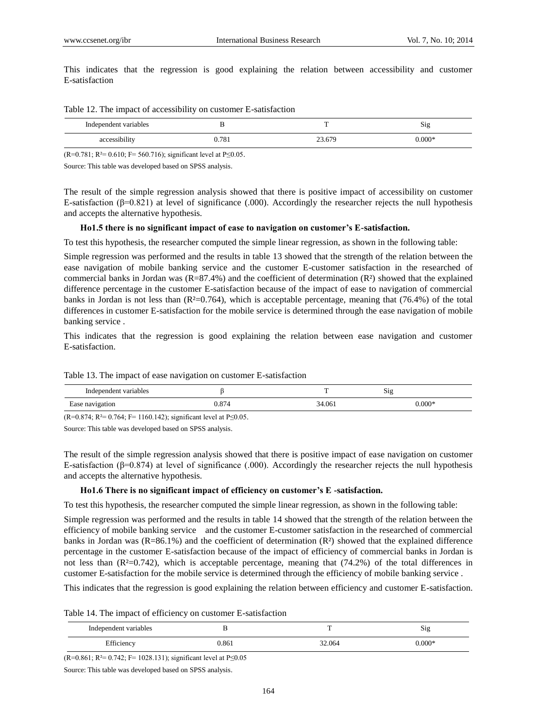This indicates that the regression is good explaining the relation between accessibility and customer E-satisfaction

Table 12. The impact of accessibility on customer E-satisfaction

| Independent variables | B | T | Sig |
|---|---|---|---|
| accessibility | 0.781 | 23.679 | 0.000* |

($R$=0.781; $R^2$= 0.610; $F$= 560.716); significant level at $P \leq 0.05$.

Source: This table was developed based on SPSS analysis.

The result of the simple regression analysis showed that there is positive impact of accessibility on customer E-satisfaction (β=0.821) at level of significance (.000). Accordingly the researcher rejects the null hypothesis and accepts the alternative hypothesis.

**Ho1.5 there is no significant impact of ease to navigation on customer's E-satisfaction.**

To test this hypothesis, the researcher computed the simple linear regression, as shown in the following table:

Simple regression was performed and the results in table 13 showed that the strength of the relation between the ease navigation of mobile banking service and the customer E-customer satisfaction in the researched of commercial banks in Jordan was ($R$=87.4%) and the coefficient of determination ($R^2$) showed that the explained difference percentage in the customer E-satisfaction because of the impact of ease to navigation of commercial banks in Jordan is not less than ($R^2$=0.764), which is acceptable percentage, meaning that (76.4%) of the total differences in customer E-satisfaction for the mobile service is determined through the ease navigation of mobile banking service .

This indicates that the regression is good explaining the relation between ease navigation and customer E-satisfaction.

Table 13. The impact of ease navigation on customer E-satisfaction

| Independent variables | β | T | Sig |
|---|---|---|---|
| Ease navigation | 0.874 | 34.061 | 0.000* |

($R$=0.874; $R^2$= 0.764; $F$= 1160.142); significant level at $P \leq 0.05$.

Source: This table was developed based on SPSS analysis.

The result of the simple regression analysis showed that there is positive impact of ease navigation on customer E-satisfaction (β=0.874) at level of significance (.000). Accordingly the researcher rejects the null hypothesis and accepts the alternative hypothesis.

**Ho1.6 There is no significant impact of efficiency on customer's E -satisfaction.**

To test this hypothesis, the researcher computed the simple linear regression, as shown in the following table:

Simple regression was performed and the results in table 14 showed that the strength of the relation between the efficiency of mobile banking service and the customer E-customer satisfaction in the researched of commercial banks in Jordan was ($R$=86.1%) and the coefficient of determination ($R^2$) showed that the explained difference percentage in the customer E-satisfaction because of the impact of efficiency of commercial banks in Jordan is not less than ($R^2$=0.742), which is acceptable percentage, meaning that (74.2%) of the total differences in customer E-satisfaction for the mobile service is determined through the efficiency of mobile banking service .

This indicates that the regression is good explaining the relation between efficiency and customer E-satisfaction.

Table 14. The impact of efficiency on customer E-satisfaction

| Independent variables | B | T | Sig |
|---|---|---|---|
| Efficiency | 0.861 | 32.064 | 0.000* |

($R$=0.861; $R^2$= 0.742; $F$= 1028.131); significant level at $P \leq 0.05$

Source: This table was developed based on SPSS analysis.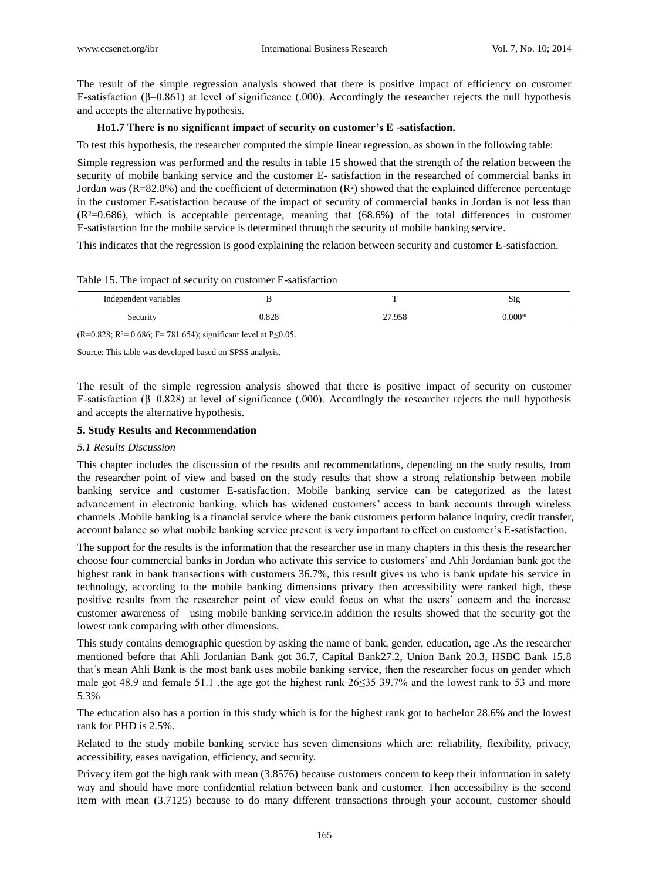The result of the simple regression analysis showed that there is positive impact of efficiency on customer E-satisfaction (β=0.861) at level of significance (.000). Accordingly the researcher rejects the null hypothesis and accepts the alternative hypothesis.

**Ho1.7 There is no significant impact of security on customer's E -satisfaction.**

To test this hypothesis, the researcher computed the simple linear regression, as shown in the following table:

Simple regression was performed and the results in table 15 showed that the strength of the relation between the security of mobile banking service and the customer E- satisfaction in the researched of commercial banks in Jordan was (R=82.8%) and the coefficient of determination ($R^2$) showed that the explained difference percentage in the customer E-satisfaction because of the impact of security of commercial banks in Jordan is not less than ($R^2$=0.686), which is acceptable percentage, meaning that (68.6%) of the total differences in customer E-satisfaction for the mobile service is determined through the security of mobile banking service.

This indicates that the regression is good explaining the relation between security and customer E-satisfaction.

Table 15. The impact of security on customer E-satisfaction

| Independent variables | B | T | Sig |
|---|---|---|---|
| Security | 0.828 | 27.958 | 0.000* |

(R=0.828; $R^2$= 0.686; F= 781.654); significant level at $P \leq 0.05$.

Source: This table was developed based on SPSS analysis.

The result of the simple regression analysis showed that there is positive impact of security on customer E-satisfaction (β=0.828) at level of significance (.000). Accordingly the researcher rejects the null hypothesis and accepts the alternative hypothesis.

## 5. Study Results and Recommendation

### *5.1 Results Discussion*

This chapter includes the discussion of the results and recommendations, depending on the study results, from the researcher point of view and based on the study results that show a strong relationship between mobile banking service and customer E-satisfaction. Mobile banking service can be categorized as the latest advancement in electronic banking, which has widened customers' access to bank accounts through wireless channels .Mobile banking is a financial service where the bank customers perform balance inquiry, credit transfer, account balance so what mobile banking service present is very important to effect on customer's E-satisfaction.

The support for the results is the information that the researcher use in many chapters in this thesis the researcher choose four commercial banks in Jordan who activate this service to customers' and Ahli Jordanian bank got the highest rank in bank transactions with customers 36.7%, this result gives us who is bank update his service in technology, according to the mobile banking dimensions privacy then accessibility were ranked high, these positive results from the researcher point of view could focus on what the users' concern and the increase customer awareness of using mobile banking service.in addition the results showed that the security got the lowest rank comparing with other dimensions.

This study contains demographic question by asking the name of bank, gender, education, age .As the researcher mentioned before that Ahli Jordanian Bank got 36.7, Capital Bank27.2, Union Bank 20.3, HSBC Bank 15.8 that's mean Ahli Bank is the most bank uses mobile banking service, then the researcher focus on gender which male got 48.9 and female 51.1 .the age got the highest rank 26≤35 39.7% and the lowest rank to 53 and more 5.3%

The education also has a portion in this study which is for the highest rank got to bachelor 28.6% and the lowest rank for PHD is 2.5%.

Related to the study mobile banking service has seven dimensions which are: reliability, flexibility, privacy, accessibility, eases navigation, efficiency, and security.

Privacy item got the high rank with mean (3.8576) because customers concern to keep their information in safety way and should have more confidential relation between bank and customer. Then accessibility is the second item with mean (3.7125) because to do many different transactions through your account, customer should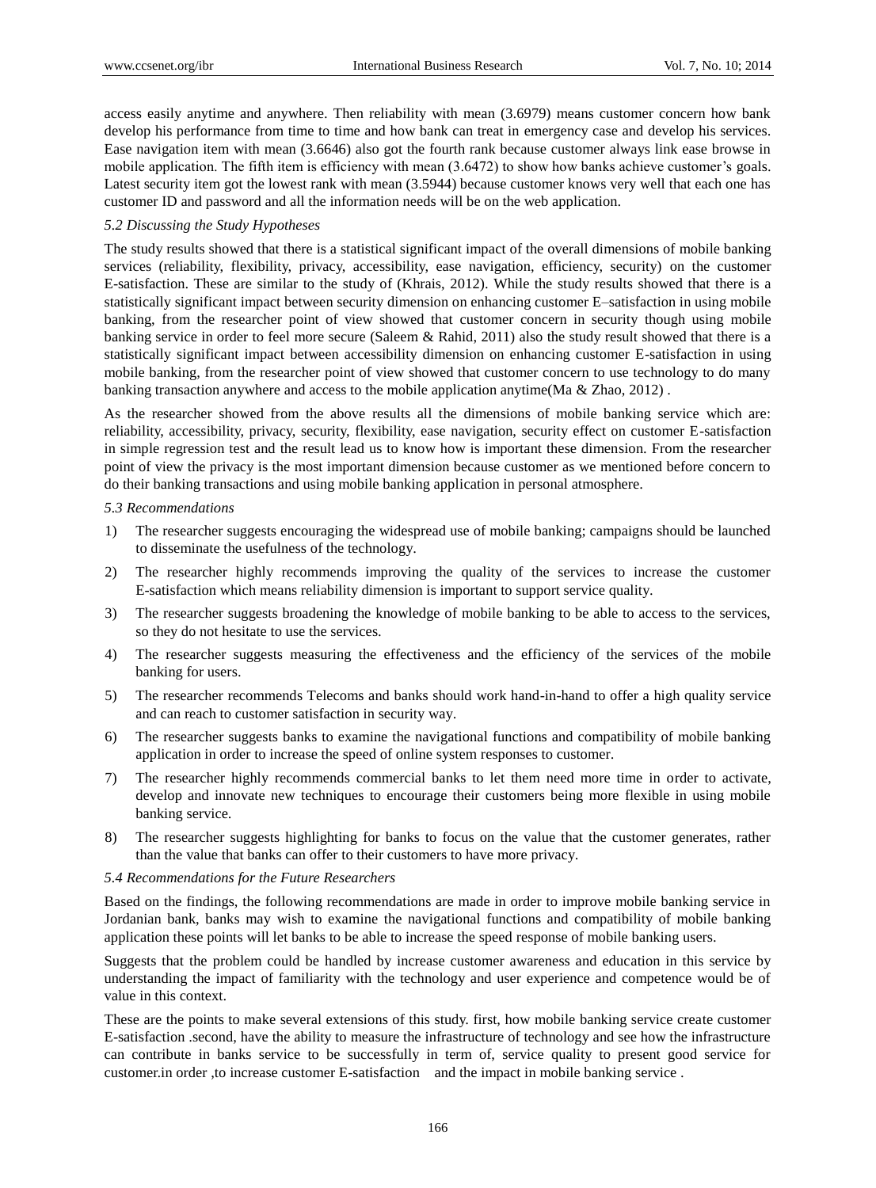access easily anytime and anywhere. Then reliability with mean (3.6979) means customer concern how bank develop his performance from time to time and how bank can treat in emergency case and develop his services. Ease navigation item with mean (3.6646) also got the fourth rank because customer always link ease browse in mobile application. The fifth item is efficiency with mean (3.6472) to show how banks achieve customer's goals. Latest security item got the lowest rank with mean (3.5944) because customer knows very well that each one has customer ID and password and all the information needs will be on the web application.

### *5.2 Discussing the Study Hypotheses*

The study results showed that there is a statistical significant impact of the overall dimensions of mobile banking services (reliability, flexibility, privacy, accessibility, ease navigation, efficiency, security) on the customer E-satisfaction. These are similar to the study of (Khrais, 2012). While the study results showed that there is a statistically significant impact between security dimension on enhancing customer E–satisfaction in using mobile banking, from the researcher point of view showed that customer concern in security though using mobile banking service in order to feel more secure (Saleem & Rahid, 2011) also the study result showed that there is a statistically significant impact between accessibility dimension on enhancing customer E-satisfaction in using mobile banking, from the researcher point of view showed that customer concern to use technology to do many banking transaction anywhere and access to the mobile application anytime(Ma & Zhao, 2012) .

As the researcher showed from the above results all the dimensions of mobile banking service which are: reliability, accessibility, privacy, security, flexibility, ease navigation, security effect on customer E-satisfaction in simple regression test and the result lead us to know how is important these dimension. From the researcher point of view the privacy is the most important dimension because customer as we mentioned before concern to do their banking transactions and using mobile banking application in personal atmosphere.

### *5.3 Recommendations*

1) The researcher suggests encouraging the widespread use of mobile banking; campaigns should be launched to disseminate the usefulness of the technology.
2) The researcher highly recommends improving the quality of the services to increase the customer E-satisfaction which means reliability dimension is important to support service quality.
3) The researcher suggests broadening the knowledge of mobile banking to be able to access to the services, so they do not hesitate to use the services.
4) The researcher suggests measuring the effectiveness and the efficiency of the services of the mobile banking for users.
5) The researcher recommends Telecoms and banks should work hand-in-hand to offer a high quality service and can reach to customer satisfaction in security way.
6) The researcher suggests banks to examine the navigational functions and compatibility of mobile banking application in order to increase the speed of online system responses to customer.
7) The researcher highly recommends commercial banks to let them need more time in order to activate, develop and innovate new techniques to encourage their customers being more flexible in using mobile banking service.
8) The researcher suggests highlighting for banks to focus on the value that the customer generates, rather than the value that banks can offer to their customers to have more privacy.

### *5.4 Recommendations for the Future Researchers*

Based on the findings, the following recommendations are made in order to improve mobile banking service in Jordanian bank, banks may wish to examine the navigational functions and compatibility of mobile banking application these points will let banks to be able to increase the speed response of mobile banking users.

Suggests that the problem could be handled by increase customer awareness and education in this service by understanding the impact of familiarity with the technology and user experience and competence would be of value in this context.

These are the points to make several extensions of this study. first, how mobile banking service create customer E-satisfaction .second, have the ability to measure the infrastructure of technology and see how the infrastructure can contribute in banks service to be successfully in term of, service quality to present good service for customer.in order ,to increase customer E-satisfaction and the impact in mobile banking service .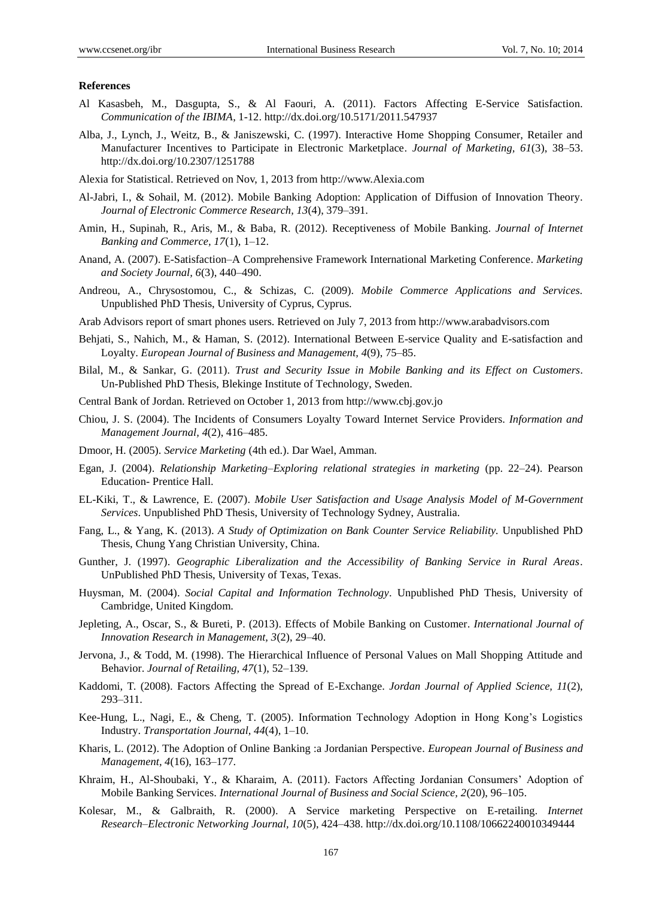**References**

Al Kasasbeh, M., Dasgupta, S., & Al Faouri, A. (2011). Factors Affecting E-Service Satisfaction. *Communication of the IBIMA*, 1-12. http://dx.doi.org/10.5171/2011.547937

Alba, J., Lynch, J., Weitz, B., & Janiszewski, C. (1997). Interactive Home Shopping Consumer, Retailer and Manufacturer Incentives to Participate in Electronic Marketplace. *Journal of Marketing, 61*(3), 38–53. http://dx.doi.org/10.2307/1251788

Alexia for Statistical. Retrieved on Nov, 1, 2013 from http://www.Alexia.com

Al-Jabri, I., & Sohail, M. (2012). Mobile Banking Adoption: Application of Diffusion of Innovation Theory. *Journal of Electronic Commerce Research, 13*(4), 379–391.

Amin, H., Supinah, R., Aris, M., & Baba, R. (2012). Receptiveness of Mobile Banking. *Journal of Internet Banking and Commerce, 17*(1), 1–12.

Anand, A. (2007). E-Satisfaction–A Comprehensive Framework International Marketing Conference. *Marketing and Society Journal, 6*(3), 440–490.

Andreou, A., Chrysostomou, C., & Schizas, C. (2009). *Mobile Commerce Applications and Services.* Unpublished PhD Thesis, University of Cyprus, Cyprus.

Arab Advisors report of smart phones users. Retrieved on July 7, 2013 from http://www.arabadvisors.com

Behjati, S., Nahich, M., & Haman, S. (2012). International Between E-service Quality and E-satisfaction and Loyalty. *European Journal of Business and Management, 4*(9), 75–85.

Bilal, M., & Sankar, G. (2011). *Trust and Security Issue in Mobile Banking and its Effect on Customers*. Un-Published PhD Thesis, Blekinge Institute of Technology, Sweden.

Central Bank of Jordan. Retrieved on October 1, 2013 from http://www.cbj.gov.jo

Chiou, J. S. (2004). The Incidents of Consumers Loyalty Toward Internet Service Providers. *Information and Management Journal, 4*(2), 416–485.

Dmoor, H. (2005). *Service Marketing* (4th ed.). Dar Wael, Amman.

Egan, J. (2004). *Relationship Marketing–Exploring relational strategies in marketing* (pp. 22–24). Pearson Education- Prentice Hall.

EL-Kiki, T., & Lawrence, E. (2007). *Mobile User Satisfaction and Usage Analysis Model of M-Government Services*. Unpublished PhD Thesis, University of Technology Sydney, Australia.

Fang, L., & Yang, K. (2013). *A Study of Optimization on Bank Counter Service Reliability.* Unpublished PhD Thesis, Chung Yang Christian University, China.

Gunther, J. (1997). *Geographic Liberalization and the Accessibility of Banking Service in Rural Areas*. UnPublished PhD Thesis, University of Texas, Texas.

Huysman, M. (2004). *Social Capital and Information Technology*. Unpublished PhD Thesis, University of Cambridge, United Kingdom.

Jepleting, A., Oscar, S., & Bureti, P. (2013). Effects of Mobile Banking on Customer. *International Journal of Innovation Research in Management, 3*(2), 29–40.

Jervona, J., & Todd, M. (1998). The Hierarchical Influence of Personal Values on Mall Shopping Attitude and Behavior. *Journal of Retailing, 47*(1), 52–139.

Kaddomi, T. (2008). Factors Affecting the Spread of E-Exchange. *Jordan Journal of Applied Science, 11*(2), 293–311.

Kee-Hung, L., Nagi, E., & Cheng, T. (2005). Information Technology Adoption in Hong Kong's Logistics Industry. *Transportation Journal, 44*(4), 1–10.

Kharis, L. (2012). The Adoption of Online Banking :a Jordanian Perspective. *European Journal of Business and Management, 4*(16), 163–177.

Khraim, H., Al-Shoubaki, Y., & Kharaim, A. (2011). Factors Affecting Jordanian Consumers' Adoption of Mobile Banking Services. *International Journal of Business and Social Science, 2*(20), 96–105.

Kolesar, M., & Galbraith, R. (2000). A Service marketing Perspective on E-retailing. *Internet Research–Electronic Networking Journal, 10*(5), 424–438. http://dx.doi.org/10.1108/10662240010349444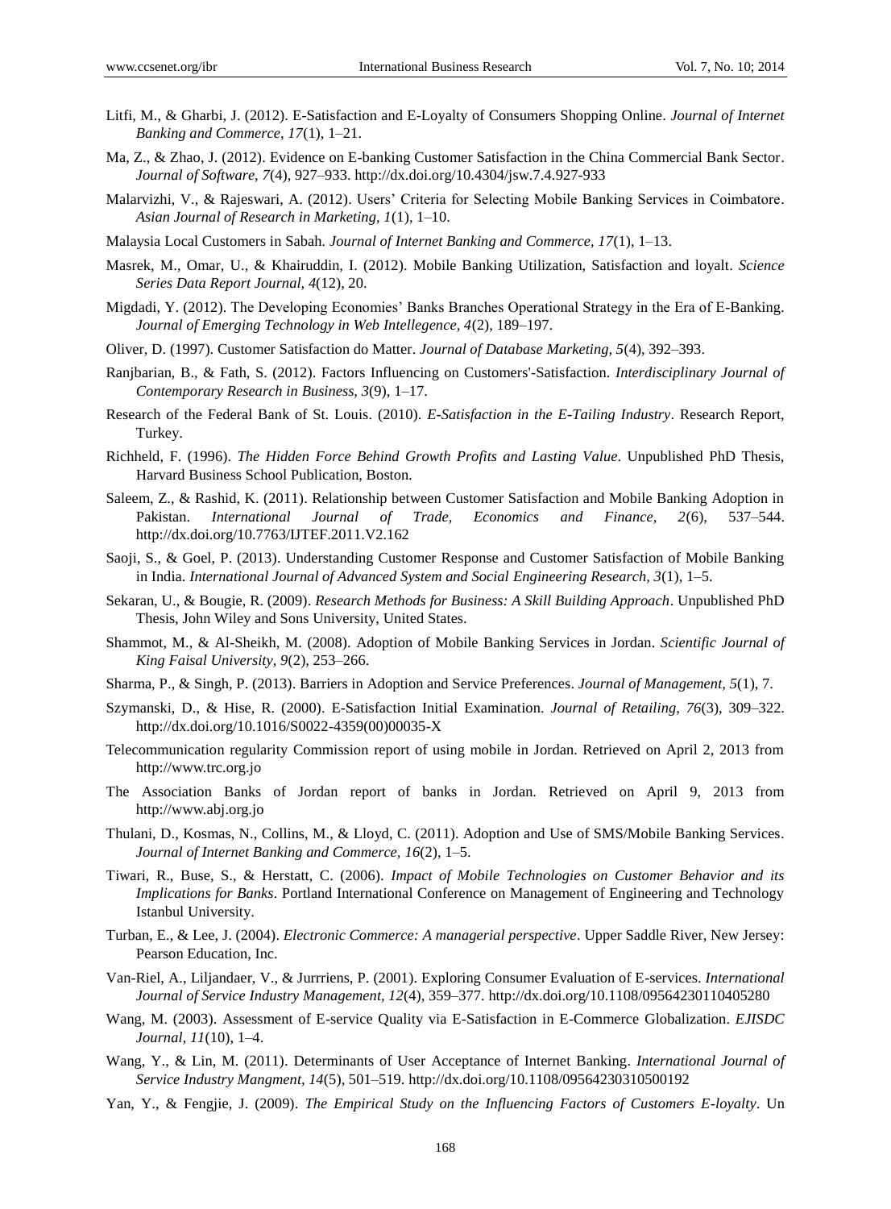Litfi, M., & Gharbi, J. (2012). E-Satisfaction and E-Loyalty of Consumers Shopping Online. *Journal of Internet Banking and Commerce, 17*(1), 1–21.

Ma, Z., & Zhao, J. (2012). Evidence on E-banking Customer Satisfaction in the China Commercial Bank Sector. *Journal of Software, 7*(4), 927–933. http://dx.doi.org/10.4304/jsw.7.4.927-933

Malarvizhi, V., & Rajeswari, A. (2012). Users' Criteria for Selecting Mobile Banking Services in Coimbatore. *Asian Journal of Research in Marketing, 1*(1), 1–10.

Malaysia Local Customers in Sabah. *Journal of Internet Banking and Commerce, 17*(1), 1–13.

Masrek, M., Omar, U., & Khairuddin, I. (2012). Mobile Banking Utilization, Satisfaction and loyalt. *Science Series Data Report Journal, 4*(12), 20.

Migdadi, Y. (2012). The Developing Economies' Banks Branches Operational Strategy in the Era of E-Banking. *Journal of Emerging Technology in Web Intellegence, 4*(2), 189–197.

Oliver, D. (1997). Customer Satisfaction do Matter. *Journal of Database Marketing, 5*(4), 392–393.

Ranjbarian, B., & Fath, S. (2012). Factors Influencing on Customers'-Satisfaction. *Interdisciplinary Journal of Contemporary Research in Business, 3*(9), 1–17.

Research of the Federal Bank of St. Louis. (2010). *E-Satisfaction in the E-Tailing Industry*. Research Report, Turkey.

Richheld, F. (1996). *The Hidden Force Behind Growth Profits and Lasting Value*. Unpublished PhD Thesis, Harvard Business School Publication, Boston.

Saleem, Z., & Rashid, K. (2011). Relationship between Customer Satisfaction and Mobile Banking Adoption in Pakistan. *International Journal of Trade, Economics and Finance, 2*(6), 537–544. http://dx.doi.org/10.7763/IJTEF.2011.V2.162

Saoji, S., & Goel, P. (2013). Understanding Customer Response and Customer Satisfaction of Mobile Banking in India. *International Journal of Advanced System and Social Engineering Research, 3*(1), 1–5.

Sekaran, U., & Bougie, R. (2009). *Research Methods for Business: A Skill Building Approach*. Unpublished PhD Thesis, John Wiley and Sons University, United States.

Shammot, M., & Al-Sheikh, M. (2008). Adoption of Mobile Banking Services in Jordan. *Scientific Journal of King Faisal University, 9*(2), 253–266.

Sharma, P., & Singh, P. (2013). Barriers in Adoption and Service Preferences. *Journal of Management, 5*(1), 7.

Szymanski, D., & Hise, R. (2000). E-Satisfaction Initial Examination. *Journal of Retailing, 76*(3), 309–322. http://dx.doi.org/10.1016/S0022-4359(00)00035-X

Telecommunication regularity Commission report of using mobile in Jordan. Retrieved on April 2, 2013 from http://www.trc.org.jo

The Association Banks of Jordan report of banks in Jordan. Retrieved on April 9, 2013 from http://www.abj.org.jo

Thulani, D., Kosmas, N., Collins, M., & Lloyd, C. (2011). Adoption and Use of SMS/Mobile Banking Services. *Journal of Internet Banking and Commerce, 16*(2), 1–5.

Tiwari, R., Buse, S., & Herstatt, C. (2006). *Impact of Mobile Technologies on Customer Behavior and its Implications for Banks*. Portland International Conference on Management of Engineering and Technology Istanbul University.

Turban, E., & Lee, J. (2004). *Electronic Commerce: A managerial perspective*. Upper Saddle River, New Jersey: Pearson Education, Inc.

Van-Riel, A., Liljandaer, V., & Jurrriens, P. (2001). Exploring Consumer Evaluation of E-services. *International Journal of Service Industry Management, 12*(4), 359–377. http://dx.doi.org/10.1108/09564230110405280

Wang, M. (2003). Assessment of E-service Quality via E-Satisfaction in E-Commerce Globalization. *EJISDC Journal, 11*(10), 1–4.

Wang, Y., & Lin, M. (2011). Determinants of User Acceptance of Internet Banking. *International Journal of Service Industry Mangment, 14*(5), 501–519. http://dx.doi.org/10.1108/09564230310500192

Yan, Y., & Fengjie, J. (2009). *The Empirical Study on the Influencing Factors of Customers E-loyalty*. Un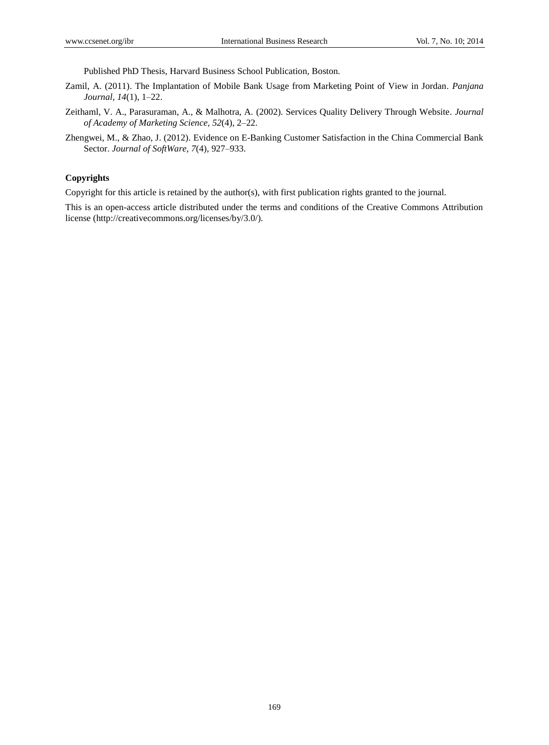Published PhD Thesis, Harvard Business School Publication, Boston.

Zamil, A. (2011). The Implantation of Mobile Bank Usage from Marketing Point of View in Jordan. *Panjana Journal, 14*(1), 1–22.

Zeithaml, V. A., Parasuraman, A., & Malhotra, A. (2002). Services Quality Delivery Through Website. *Journal of Academy of Marketing Science, 52*(4), 2–22.

Zhengwei, M., & Zhao, J. (2012). Evidence on E-Banking Customer Satisfaction in the China Commercial Bank Sector. *Journal of SoftWare, 7*(4), 927–933.

**Copyrights**

Copyright for this article is retained by the author(s), with first publication rights granted to the journal.

This is an open-access article distributed under the terms and conditions of the Creative Commons Attribution license (http://creativecommons.org/licenses/by/3.0/).